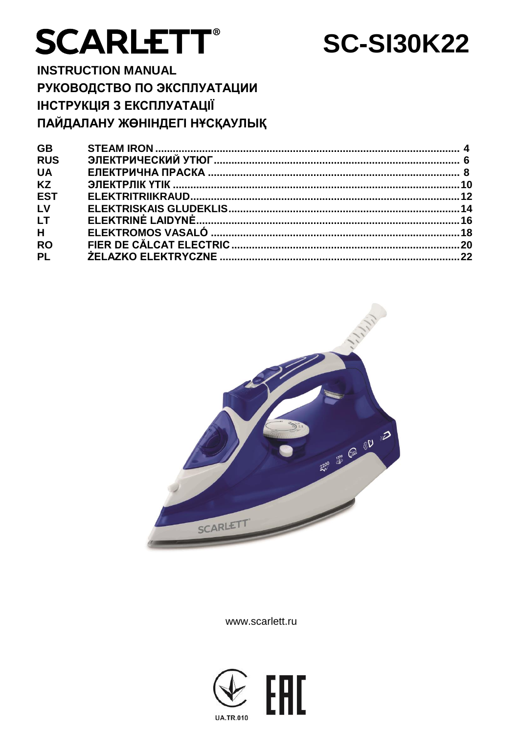# SCARLETT®

# SC-SI30K22

**INSTRUCTION MANUAL**
**РУКОВОДСТВО ПО ЭКСПЛУАТАЦИИ**
**ІНСТРУКЦІЯ З ЕКСПЛУАТАЦІЇ**
**ПАЙДАЛАНУ ЖӨНІНДЕГІ НҰСҚАУЛЫҚ**

| | | |
|---|---|---|
| GB | STEAM IRON | 4 |
| RUS | ЭЛЕКТРИЧЕСКИЙ УТЮГ | 6 |
| UA | ЕЛЕКТРИЧНА ПРАСКА | 8 |
| KZ | ЭЛЕКТРЛІК ҮТІК | 10 |
| EST | ELEKTRITRIIKRAUD | 12 |
| LV | ELEKTRISKAIS GLUDEKLIS | 14 |
| LT | ELEKTRINĖ LAIDYNĖ | 16 |
| H | ELEKTROMOS VASALÓ | 18 |
| RO | FIER DE CĂLCAT ELECTRIC | 20 |
| PL | ŻELAZKO ELEKTRYCZNE | 22 |

www.scarlett.ru

UA.TR.010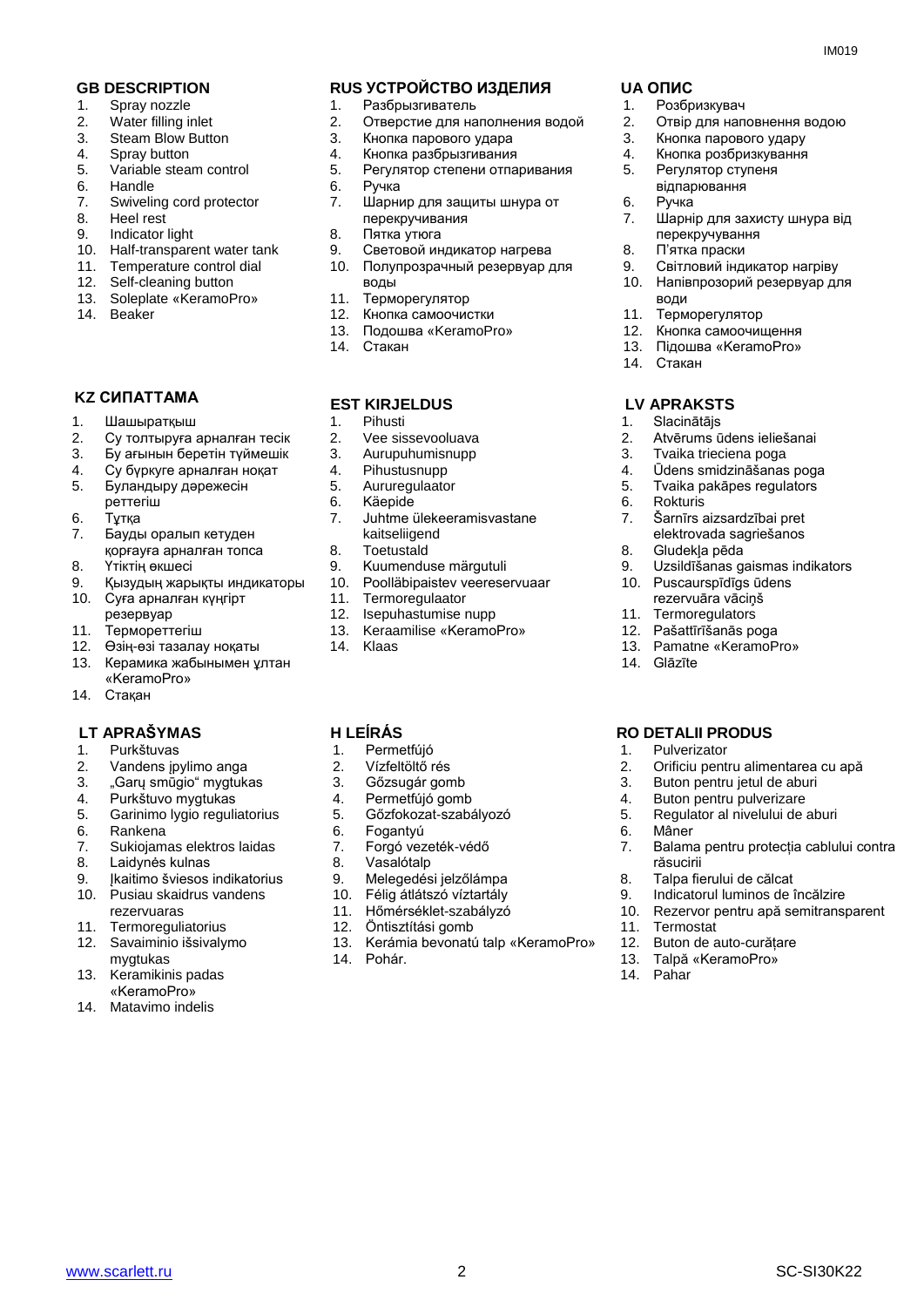## GB DESCRIPTION

1. Spray nozzle
2. Water filling inlet
3. Steam Blow Button
4. Spray button
5. Variable steam control
6. Handle
7. Swiveling cord protector
8. Heel rest
9. Indicator light
10. Half-transparent water tank
11. Temperature control dial
12. Self-cleaning button
13. Soleplate «KeramoPro»
14. Beaker

## RUS УСТРОЙСТВО ИЗДЕЛИЯ

1. Разбрызгиватель
2. Отверстие для наполнения водой
3. Кнопка парового удара
4. Кнопка разбрызгивания
5. Регулятор степени отпаривания
6. Ручка
7. Шарнир для защиты шнура от перекручивания
8. Пятка утюга
9. Световой индикатор нагрева
10. Полупрозрачный резервуар для воды
11. Терморегулятор
12. Кнопка самоочистки
13. Подошва «KeramoPro»
14. Стакан

## UA ОПИС

1. Розбризкувач
2. Отвір для наповнення водою
3. Кнопка парового удару
4. Кнопка розбризкування
5. Регулятор ступеня відпарювання
6. Ручка
7. Шарнір для захисту шнура від перекручування
8. П'ятка праски
9. Світловий індикатор нагріву
10. Напівпрозорий резервуар для води
11. Терморегулятор
12. Кнопка самоочищення
13. Підошва «KeramoPro»
14. Стакан

## KZ СИПАТТАМА

1. Шашыратқыш
2. Су толтыруға арналған тесік
3. Бу ағынын беретін түймешік
4. Су бүркуге арналған ноқат
5. Буландыру дәрежесін реттегіш
6. Тұтқа
7. Бауды оралып кетуден қорғауға арналған топса
8. Үтіктің өкшесі
9. Қызудың жарықты индикаторы
10. Суға арналған күңгірт резервуар
11. Термореттегіш
12. Өзің-өзі тазалау ноқаты
13. Керамика жабынымен ұлтан «KeramoPro»
14. Стақан

## EST KIRJELDUS

1. Pihusti
2. Vee sissevooluava
3. Aurupuhumisnupp
4. Pihustusnupp
5. Aururegulaator
6. Käepide
7. Juhtme ülekeeramisvastane kaitseliigend
8. Toetustald
9. Kuumenduse märgutuli
10. Poolläbipaistev veereservuaar
11. Termoregulaator
12. Isepuhastumise nupp
13. Keraamilise «KeramoPro»
14. Klaas

## LV APRAKSTS

1. Slacinātājs
2. Atvērums ūdens ieliešanai
3. Tvaika trieciena poga
4. Ūdens smidzināšanas poga
5. Tvaika pakāpes regulators
6. Rokturis
7. Šarnīrs aizsardzībai pret elektrovada sagriešanos
8. Gludekļa pēda
9. Uzsildīšanas gaismas indikators
10. Puscaurspīdīgs ūdens rezervuāra vāciņš
11. Termoregulators
12. Pašattīrīšanās poga
13. Pamatne «KeramoPro»
14. Glāzīte

## LT APRAŠYMAS

1. Purkštuvas
2. Vandens įpylimo anga
3. „Garų smūgio" mygtukas
4. Purkštuvo mygtukas
5. Garinimo lygio reguliatorius
6. Rankena
7. Sukiojamas elektros laidas
8. Laidynės kulnas
9. Įkaitimo šviesos indikatorius
10. Pusiau skaidrus vandens rezervuaras
11. Termoreguliatorius
12. Savaiminio išsivalymo mygtukas
13. Keramikinis padas «KeramoPro»
14. Matavimo indelis

## H LEÍRÁS

1. Permetfújó
2. Vízfeltöltő rés
3. Gőzsugár gomb
4. Permetfújó gomb
5. Gőzfokozat-szabályozó
6. Fogantyú
7. Forgó vezeték-védő
8. Vasalótalp
9. Melegedési jelzőlámpa
10. Félig átlátszó víztartály
11. Hőmérséklet-szabályzó
12. Öntisztítási gomb
13. Kerámia bevonatú talp «KeramoPro»
14. Pohár.

## RO DETALII PRODUS

1. Pulverizator
2. Orificiu pentru alimentarea cu apă
3. Buton pentru jetul de aburi
4. Buton pentru pulverizare
5. Regulator al nivelului de aburi
6. Mâner
7. Balama pentru protecția cablului contra răsucirii
8. Talpa fierului de călcat
9. Indicatorul luminos de încălzire
10. Rezervor pentru apă semitransparent
11. Termostat
12. Buton de auto-curățare
13. Talpă «KeramoPro»
14. Pahar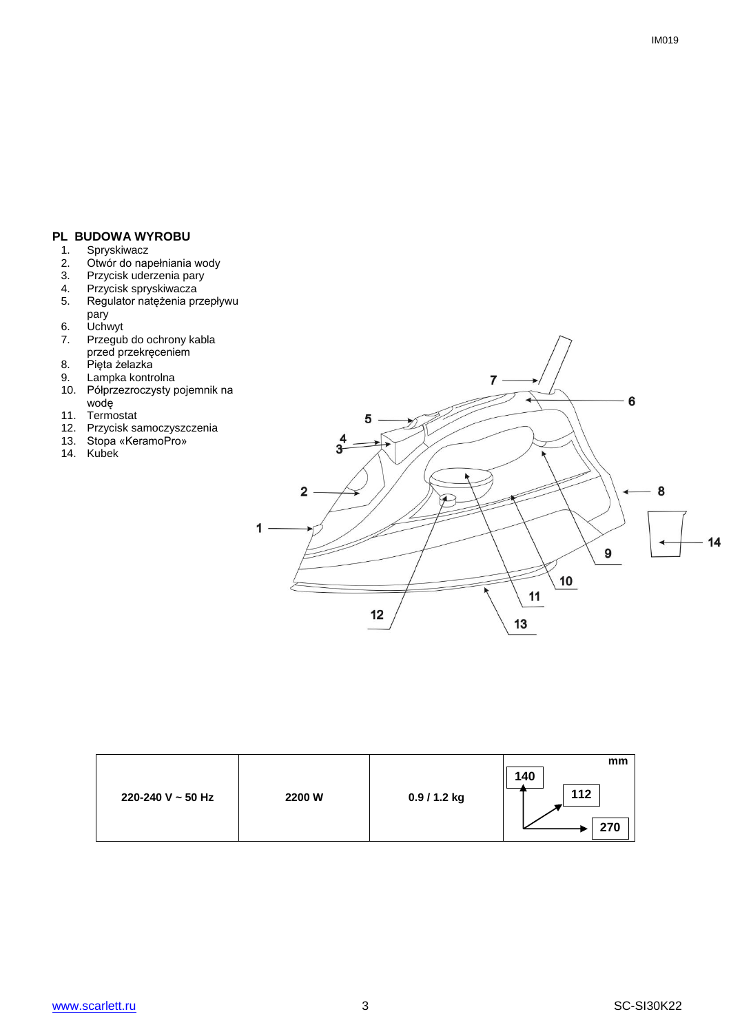## PL BUDOWA WYROBU

1. Spryskiwacz
2. Otwór do napełniania wody
3. Przycisk uderzenia pary
4. Przycisk spryskiwacza
5. Regulator natężenia przepływu pary
6. Uchwyt
7. Przegub do ochrony kabla przed przekręceniem
8. Pięta żelazka
9. Lampka kontrolna
10. Półprzezroczysty pojemnik na wodę
11. Termostat
12. Przycisk samoczyszczenia
13. Stopa «KeramoPro»
14. Kubek

| 220-240 V ~ 50 Hz | 2200 W | 0.9 / 1.2 kg | mm: 140 / 112 / 270 |
|---|---|---|---|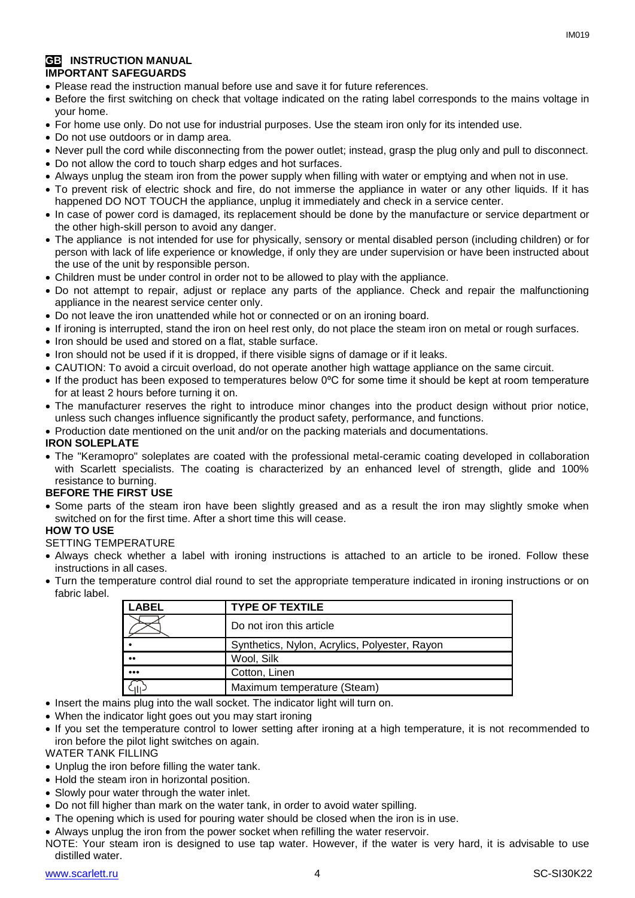## GB INSTRUCTION MANUAL

### IMPORTANT SAFEGUARDS

- Please read the instruction manual before use and save it for future references.
- Before the first switching on check that voltage indicated on the rating label corresponds to the mains voltage in your home.
- For home use only. Do not use for industrial purposes. Use the steam iron only for its intended use.
- Do not use outdoors or in damp area.
- Never pull the cord while disconnecting from the power outlet; instead, grasp the plug only and pull to disconnect.
- Do not allow the cord to touch sharp edges and hot surfaces.
- Always unplug the steam iron from the power supply when filling with water or emptying and when not in use.
- To prevent risk of electric shock and fire, do not immerse the appliance in water or any other liquids. If it has happened DO NOT TOUCH the appliance, unplug it immediately and check in a service center.
- In case of power cord is damaged, its replacement should be done by the manufacture or service department or the other high-skill person to avoid any danger.
- The appliance is not intended for use for physically, sensory or mental disabled person (including children) or for person with lack of life experience or knowledge, if only they are under supervision or have been instructed about the use of the unit by responsible person.
- Children must be under control in order not to be allowed to play with the appliance.
- Do not attempt to repair, adjust or replace any parts of the appliance. Check and repair the malfunctioning appliance in the nearest service center only.
- Do not leave the iron unattended while hot or connected or on an ironing board.
- If ironing is interrupted, stand the iron on heel rest only, do not place the steam iron on metal or rough surfaces.
- Iron should be used and stored on a flat, stable surface.
- Iron should not be used if it is dropped, if there visible signs of damage or if it leaks.
- CAUTION: To avoid a circuit overload, do not operate another high wattage appliance on the same circuit.
- If the product has been exposed to temperatures below 0ºC for some time it should be kept at room temperature for at least 2 hours before turning it on.
- The manufacturer reserves the right to introduce minor changes into the product design without prior notice, unless such changes influence significantly the product safety, performance, and functions.
- Production date mentioned on the unit and/or on the packing materials and documentations.

### IRON SOLEPLATE

- The "Keramopro" soleplates are coated with the professional metal-ceramic coating developed in collaboration with Scarlett specialists. The coating is characterized by an enhanced level of strength, glide and 100% resistance to burning.

### BEFORE THE FIRST USE

- Some parts of the steam iron have been slightly greased and as a result the iron may slightly smoke when switched on for the first time. After a short time this will cease.

### HOW TO USE

SETTING TEMPERATURE

- Always check whether a label with ironing instructions is attached to an article to be ironed. Follow these instructions in all cases.
- Turn the temperature control dial round to set the appropriate temperature indicated in ironing instructions or on fabric label.

| LABEL | TYPE OF TEXTILE |
|---|---|
| (crossed-out iron) | Do not iron this article |
| • | Synthetics, Nylon, Acrylics, Polyester, Rayon |
| •• | Wool, Silk |
| ••• | Cotton, Linen |
| (steam) | Maximum temperature (Steam) |

- Insert the mains plug into the wall socket. The indicator light will turn on.
- When the indicator light goes out you may start ironing
- If you set the temperature control to lower setting after ironing at a high temperature, it is not recommended to iron before the pilot light switches on again.

WATER TANK FILLING

- Unplug the iron before filling the water tank.
- Hold the steam iron in horizontal position.
- Slowly pour water through the water inlet.
- Do not fill higher than mark on the water tank, in order to avoid water spilling.
- The opening which is used for pouring water should be closed when the iron is in use.
- Always unplug the iron from the power socket when refilling the water reservoir.

NOTE: Your steam iron is designed to use tap water. However, if the water is very hard, it is advisable to use distilled water.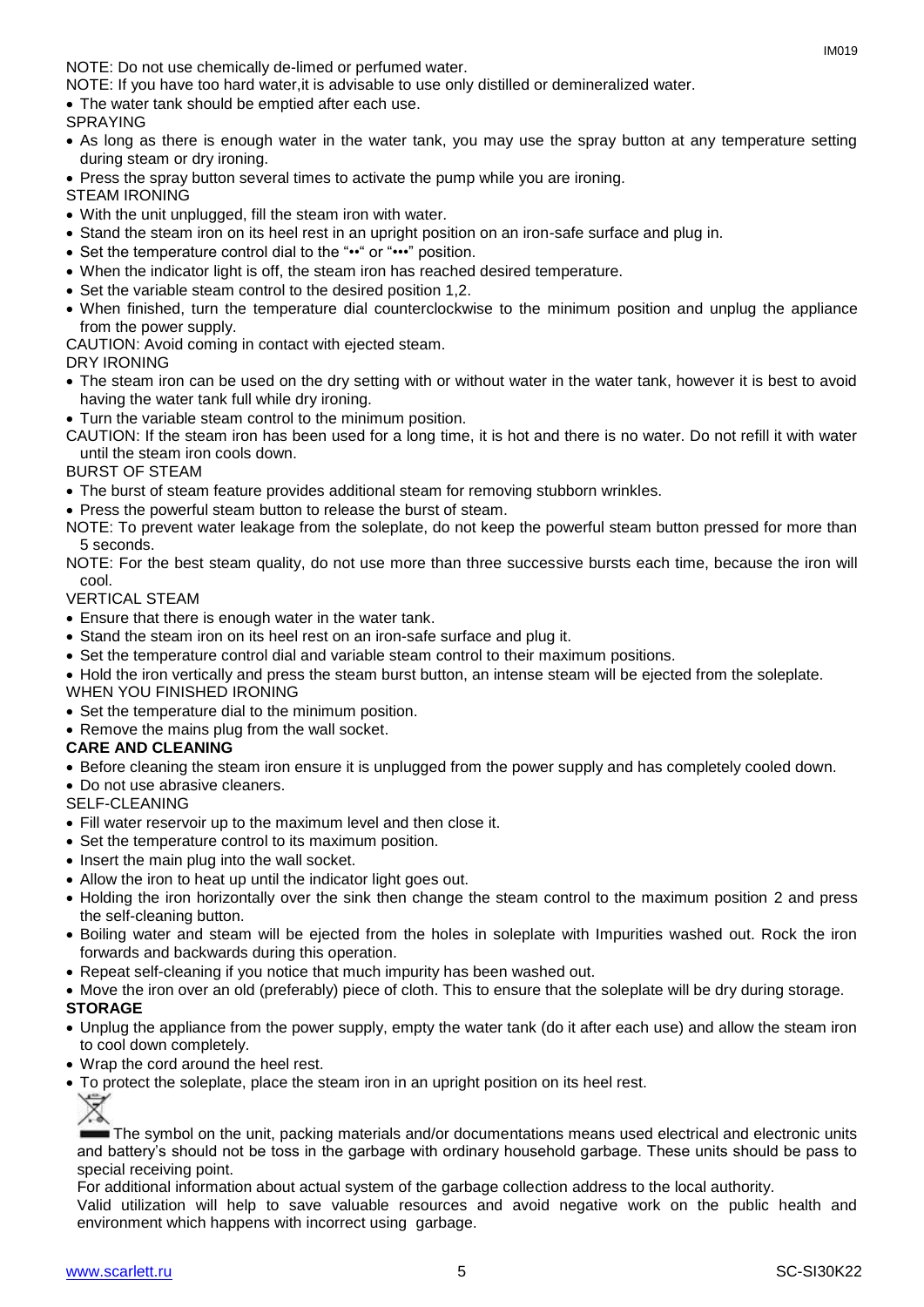NOTE: Do not use chemically de-limed or perfumed water.

NOTE: If you have too hard water,it is advisable to use only distilled or demineralized water.

- The water tank should be emptied after each use.

SPRAYING

- As long as there is enough water in the water tank, you may use the spray button at any temperature setting during steam or dry ironing.
- Press the spray button several times to activate the pump while you are ironing.

STEAM IRONING

- With the unit unplugged, fill the steam iron with water.
- Stand the steam iron on its heel rest in an upright position on an iron-safe surface and plug in.
- Set the temperature control dial to the "••" or "•••" position.
- When the indicator light is off, the steam iron has reached desired temperature.
- Set the variable steam control to the desired position 1,2.
- When finished, turn the temperature dial counterclockwise to the minimum position and unplug the appliance from the power supply.

CAUTION: Avoid coming in contact with ejected steam.

DRY IRONING

- The steam iron can be used on the dry setting with or without water in the water tank, however it is best to avoid having the water tank full while dry ironing.
- Turn the variable steam control to the minimum position.

CAUTION: If the steam iron has been used for a long time, it is hot and there is no water. Do not refill it with water until the steam iron cools down.

BURST OF STEAM

- The burst of steam feature provides additional steam for removing stubborn wrinkles.
- Press the powerful steam button to release the burst of steam.

NOTE: To prevent water leakage from the soleplate, do not keep the powerful steam button pressed for more than 5 seconds.

NOTE: For the best steam quality, do not use more than three successive bursts each time, because the iron will cool.

VERTICAL STEAM

- Ensure that there is enough water in the water tank.
- Stand the steam iron on its heel rest on an iron-safe surface and plug it.
- Set the temperature control dial and variable steam control to their maximum positions.
- Hold the iron vertically and press the steam burst button, an intense steam will be ejected from the soleplate.

WHEN YOU FINISHED IRONING

- Set the temperature dial to the minimum position.
- Remove the mains plug from the wall socket.

**CARE AND CLEANING**

- Before cleaning the steam iron ensure it is unplugged from the power supply and has completely cooled down.
- Do not use abrasive cleaners.

SELF-CLEANING

- Fill water reservoir up to the maximum level and then close it.
- Set the temperature control to its maximum position.
- Insert the main plug into the wall socket.
- Allow the iron to heat up until the indicator light goes out.
- Holding the iron horizontally over the sink then change the steam control to the maximum position 2 and press the self-cleaning button.
- Boiling water and steam will be ejected from the holes in soleplate with Impurities washed out. Rock the iron forwards and backwards during this operation.
- Repeat self-cleaning if you notice that much impurity has been washed out.
- Move the iron over an old (preferably) piece of cloth. This to ensure that the soleplate will be dry during storage.

**STORAGE**

- Unplug the appliance from the power supply, empty the water tank (do it after each use) and allow the steam iron to cool down completely.
- Wrap the cord around the heel rest.
- To protect the soleplate, place the steam iron in an upright position on its heel rest.

The symbol on the unit, packing materials and/or documentations means used electrical and electronic units and battery's should not be toss in the garbage with ordinary household garbage. These units should be pass to special receiving point.

For additional information about actual system of the garbage collection address to the local authority.

Valid utilization will help to save valuable resources and avoid negative work on the public health and environment which happens with incorrect using garbage.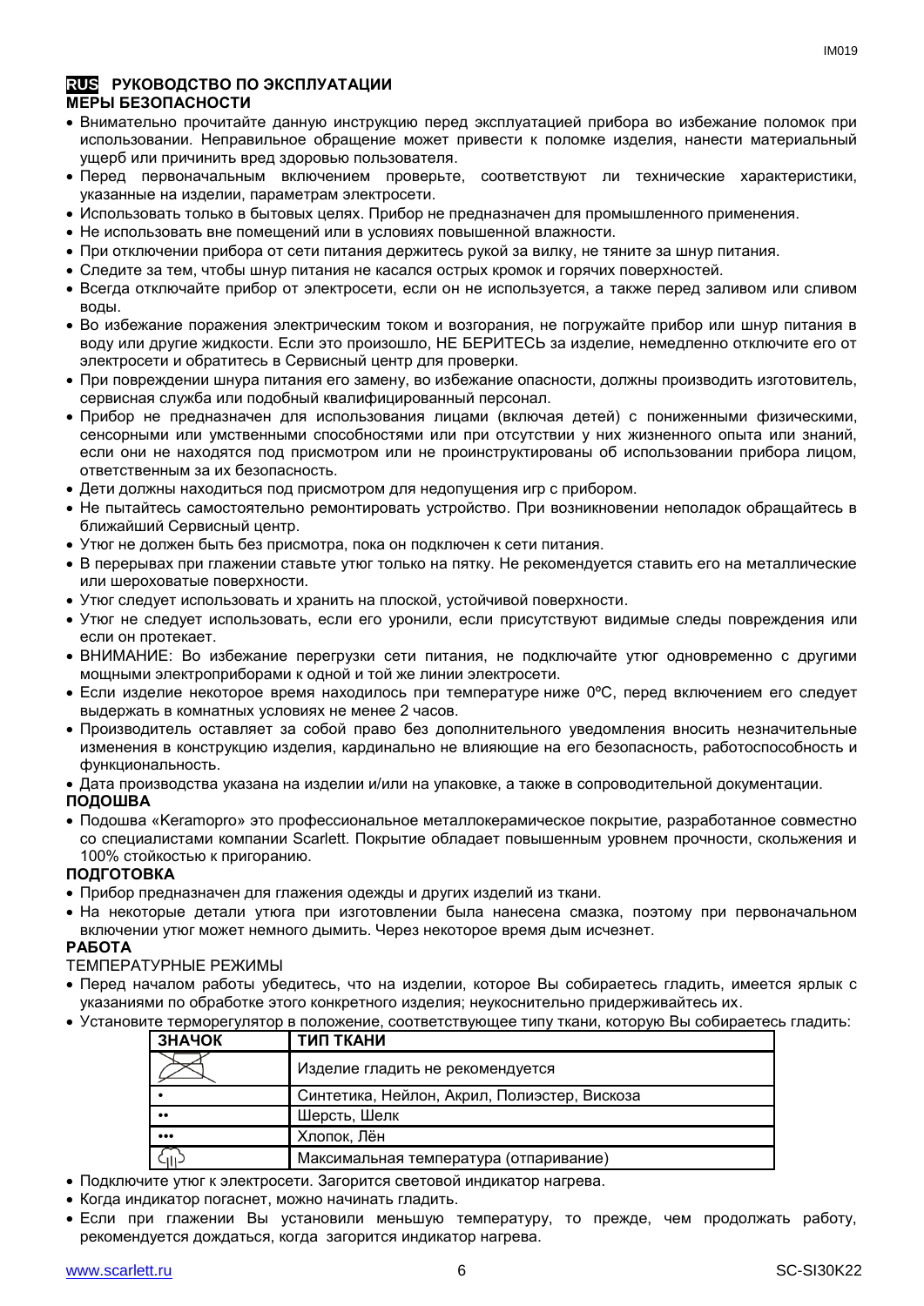## RUS РУКОВОДСТВО ПО ЭКСПЛУАТАЦИИ

### МЕРЫ БЕЗОПАСНОСТИ

- Внимательно прочитайте данную инструкцию перед эксплуатацией прибора во избежание поломок при использовании. Неправильное обращение может привести к поломке изделия, нанести материальный ущерб или причинить вред здоровью пользователя.
- Перед первоначальным включением проверьте, соответствуют ли технические характеристики, указанные на изделии, параметрам электросети.
- Использовать только в бытовых целях. Прибор не предназначен для промышленного применения.
- Не использовать вне помещений или в условиях повышенной влажности.
- При отключении прибора от сети питания держитесь рукой за вилку, не тяните за шнур питания.
- Следите за тем, чтобы шнур питания не касался острых кромок и горячих поверхностей.
- Всегда отключайте прибор от электросети, если он не используется, а также перед заливом или сливом воды.
- Во избежание поражения электрическим током и возгорания, не погружайте прибор или шнур питания в воду или другие жидкости. Если это произошло, НЕ БЕРИТЕСЬ за изделие, немедленно отключите его от электросети и обратитесь в Сервисный центр для проверки.
- При повреждении шнура питания его замену, во избежание опасности, должны производить изготовитель, сервисная служба или подобный квалифицированный персонал.
- Прибор не предназначен для использования лицами (включая детей) с пониженными физическими, сенсорными или умственными способностями или при отсутствии у них жизненного опыта или знаний, если они не находятся под присмотром или не проинструктированы об использовании прибора лицом, ответственным за их безопасность.
- Дети должны находиться под присмотром для недопущения игр с прибором.
- Не пытайтесь самостоятельно ремонтировать устройство. При возникновении неполадок обращайтесь в ближайший Сервисный центр.
- Утюг не должен быть без присмотра, пока он подключен к сети питания.
- В перерывах при глажении ставьте утюг только на пятку. Не рекомендуется ставить его на металлические или шероховатые поверхности.
- Утюг следует использовать и хранить на плоской, устойчивой поверхности.
- Утюг не следует использовать, если его уронили, если присутствуют видимые следы повреждения или если он протекает.
- ВНИМАНИЕ: Во избежание перегрузки сети питания, не подключайте утюг одновременно с другими мощными электроприборами к одной и той же линии электросети.
- Если изделие некоторое время находилось при температуре ниже 0ºC, перед включением его следует выдержать в комнатных условиях не менее 2 часов.
- Производитель оставляет за собой право без дополнительного уведомления вносить незначительные изменения в конструкцию изделия, кардинально не влияющие на его безопасность, работоспособность и функциональность.
- Дата производства указана на изделии и/или на упаковке, а также в сопроводительной документации.

### ПОДОШВА

- Подошва «Keramopro» это профессиональное металлокерамическое покрытие, разработанное совместно со специалистами компании Scarlett. Покрытие обладает повышенным уровнем прочности, скольжения и 100% стойкостью к пригоранию.

### ПОДГОТОВКА

- Прибор предназначен для глажения одежды и других изделий из ткани.
- На некоторые детали утюга при изготовлении была нанесена смазка, поэтому при первоначальном включении утюг может немного дымить. Через некоторое время дым исчезнет.

### РАБОТА

ТЕМПЕРАТУРНЫЕ РЕЖИМЫ

- Перед началом работы убедитесь, что на изделии, которое Вы собираетесь гладить, имеется ярлык с указаниями по обработке этого конкретного изделия; неукоснительно придерживайтесь их.
- Установите терморегулятор в положение, соответствующее типу ткани, которую Вы собираетесь гладить:

| ЗНАЧОК | ТИП ТКАНИ |
|---|---|
| (перечёркнутый утюг) | Изделие гладить не рекомендуется |
| • | Синтетика, Нейлон, Акрил, Полиэстер, Вискоза |
| •• | Шерсть, Шелк |
| ••• | Хлопок, Лён |
| (значок пара) | Максимальная температура (отпаривание) |

- Подключите утюг к электросети. Загорится световой индикатор нагрева.
- Когда индикатор погаснет, можно начинать гладить.
- Если при глажении Вы установили меньшую температуру, то прежде, чем продолжать работу, рекомендуется дождаться, когда загорится индикатор нагрева.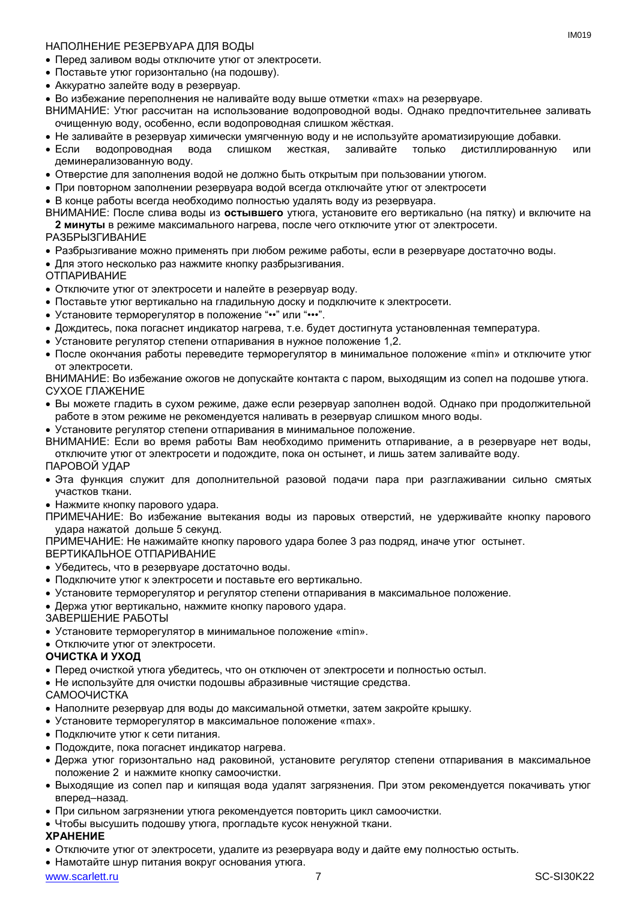НАПОЛНЕНИЕ РЕЗЕРВУАРА ДЛЯ ВОДЫ

- Перед заливом воды отключите утюг от электросети.
- Поставьте утюг горизонтально (на подошву).
- Аккуратно залейте воду в резервуар.
- Во избежание переполнения не наливайте воду выше отметки «max» на резервуаре.

ВНИМАНИЕ: Утюг рассчитан на использование водопроводной воды. Однако предпочтительнее заливать очищенную воду, особенно, если водопроводная слишком жёсткая.

- Не заливайте в резервуар химически умягченную воду и не используйте ароматизирующие добавки.
- Если водопроводная вода слишком жесткая, заливайте только дистиллированную или деминерализованную воду.
- Отверстие для заполнения водой не должно быть открытым при пользовании утюгом.
- При повторном заполнении резервуара водой всегда отключайте утюг от электросети
- В конце работы всегда необходимо полностью удалять воду из резервуара.

ВНИМАНИЕ: После слива воды из **остывшего** утюга, установите его вертикально (на пятку) и включите на **2 минуты** в режиме максимального нагрева, после чего отключите утюг от электросети.

РАЗБРЫЗГИВАНИЕ

- Разбрызгивание можно применять при любом режиме работы, если в резервуаре достаточно воды.
- Для этого несколько раз нажмите кнопку разбрызгивания.

ОТПАРИВАНИЕ

- Отключите утюг от электросети и налейте в резервуар воду.
- Поставьте утюг вертикально на гладильную доску и подключите к электросети.
- Установите терморегулятор в положение "••" или "•••".
- Дождитесь, пока погаснет индикатор нагрева, т.е. будет достигнута установленная температура.
- Установите регулятор степени отпаривания в нужное положение 1,2.
- После окончания работы переведите терморегулятор в минимальное положение «min» и отключите утюг от электросети.

ВНИМАНИЕ: Во избежание ожогов не допускайте контакта с паром, выходящим из сопел на подошве утюга.

СУХОЕ ГЛАЖЕНИЕ

- Вы можете гладить в сухом режиме, даже если резервуар заполнен водой. Однако при продолжительной работе в этом режиме не рекомендуется наливать в резервуар слишком много воды.
- Установите регулятор степени отпаривания в минимальное положение.

ВНИМАНИЕ: Если во время работы Вам необходимо применить отпаривание, а в резервуаре нет воды, отключите утюг от электросети и подождите, пока он остынет, и лишь затем заливайте воду.

ПАРОВОЙ УДАР

- Эта функция служит для дополнительной разовой подачи пара при разглаживании сильно смятых участков ткани.
- Нажмите кнопку парового удара.

ПРИМЕЧАНИЕ: Во избежание вытекания воды из паровых отверстий, не удерживайте кнопку парового удара нажатой дольше 5 секунд.

ПРИМЕЧАНИЕ: Не нажимайте кнопку парового удара более 3 раз подряд, иначе утюг остынет.

ВЕРТИКАЛЬНОЕ ОТПАРИВАНИЕ

- Убедитесь, что в резервуаре достаточно воды.
- Подключите утюг к электросети и поставьте его вертикально.
- Установите терморегулятор и регулятор степени отпаривания в максимальное положение.
- Держа утюг вертикально, нажмите кнопку парового удара.

ЗАВЕРШЕНИЕ РАБОТЫ

- Установите терморегулятор в минимальное положение «min».
- Отключите утюг от электросети.

**ОЧИСТКА И УХОД**

- Перед очисткой утюга убедитесь, что он отключен от электросети и полностью остыл.
- Не используйте для очистки подошвы абразивные чистящие средства.

САМООЧИСТКА

- Наполните резервуар для воды до максимальной отметки, затем закройте крышку.
- Установите терморегулятор в максимальное положение «max».
- Подключите утюг к сети питания.
- Подождите, пока погаснет индикатор нагрева.
- Держа утюг горизонтально над раковиной, установите регулятор степени отпаривания в максимальное положение 2 и нажмите кнопку самоочистки.
- Выходящие из сопел пар и кипящая вода удалят загрязнения. При этом рекомендуется покачивать утюг вперед–назад.
- При сильном загрязнении утюга рекомендуется повторить цикл самоочистки.
- Чтобы высушить подошву утюга, прогладьте кусок ненужной ткани.

**ХРАНЕНИЕ**

- Отключите утюг от электросети, удалите из резервуара воду и дайте ему полностью остыть.
- Намотайте шнур питания вокруг основания утюга.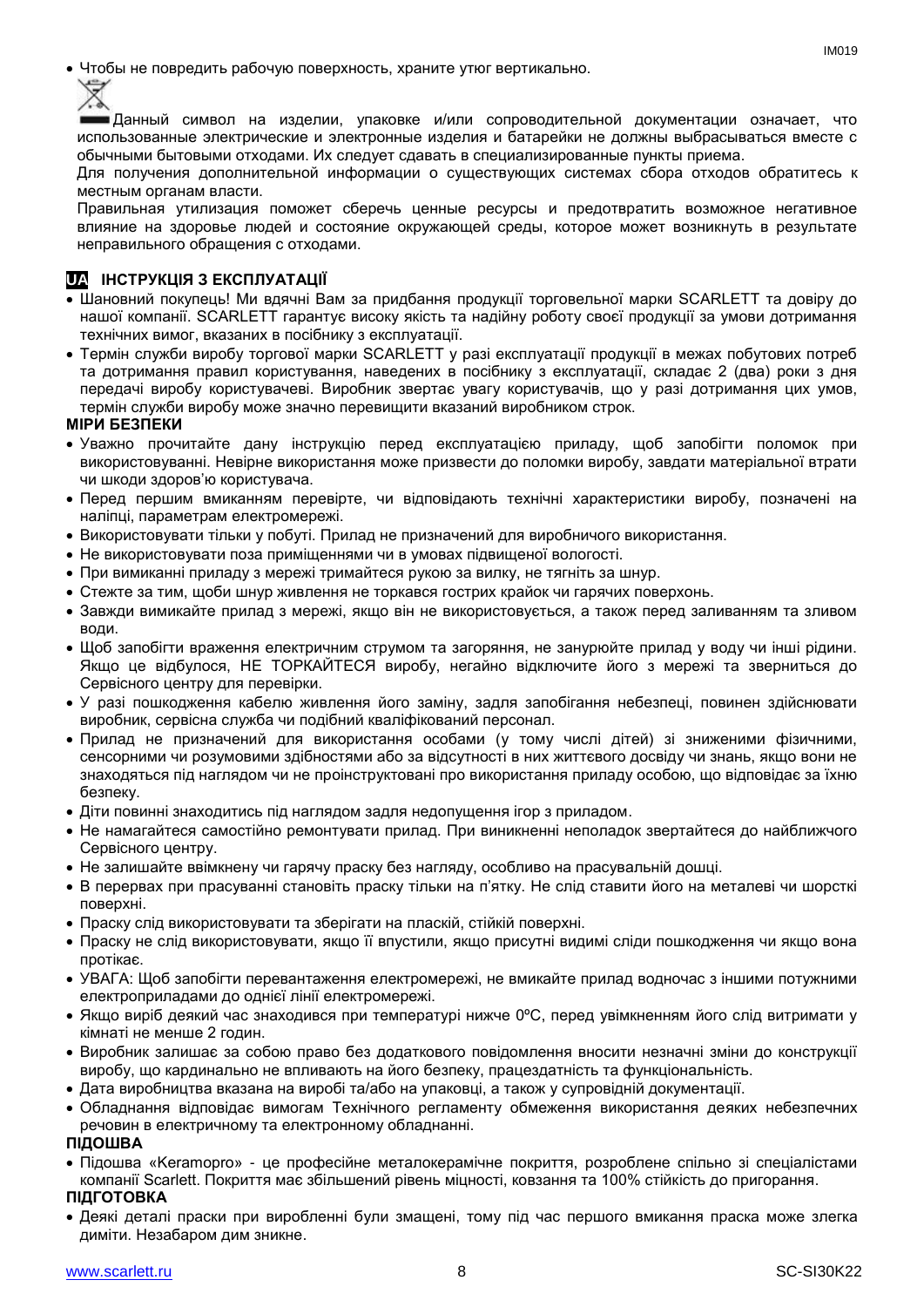- Чтобы не повредить рабочую поверхность, храните утюг вертикально.

Данный символ на изделии, упаковке и/или сопроводительной документации означает, что использованные электрические и электронные изделия и батарейки не должны выбрасываться вместе с обычными бытовыми отходами. Их следует сдавать в специализированные пункты приема.

Для получения дополнительной информации о существующих системах сбора отходов обратитесь к местным органам власти.

Правильная утилизация поможет сберечь ценные ресурсы и предотвратить возможное негативное влияние на здоровье людей и состояние окружающей среды, которое может возникнуть в результате неправильного обращения с отходами.

## UA ІНСТРУКЦІЯ З ЕКСПЛУАТАЦІЇ

- Шановний покупець! Ми вдячні Вам за придбання продукції торговельної марки SCARLETT та довіру до нашої компанії. SCARLETT гарантує високу якість та надійну роботу своєї продукції за умови дотримання технічних вимог, вказаних в посібнику з експлуатації.
- Термін служби виробу торгової марки SCARLETT у разі експлуатації продукції в межах побутових потреб та дотримання правил користування, наведених в посібнику з експлуатації, складає 2 (два) роки з дня передачі виробу користувачеві. Виробник звертає увагу користувачів, що у разі дотримання цих умов, термін служби виробу може значно перевищити вказаний виробником строк.

**МІРИ БЕЗПЕКИ**

- Уважно прочитайте дану інструкцію перед експлуатацією приладу, щоб запобігти поломок при використовуванні. Невірне використання може призвести до поломки виробу, завдати матеріальної втрати чи шкоди здоров'ю користувача.
- Перед першим вмиканням перевірте, чи відповідають технічні характеристики виробу, позначені на наліпці, параметрам електромережі.
- Використовувати тільки у побуті. Прилад не призначений для виробничого використання.
- Не використовувати поза приміщеннями чи в умовах підвищеної вологості.
- При вимиканні приладу з мережі тримайтеся рукою за вилку, не тягніть за шнур.
- Стежте за тим, щоби шнур живлення не торкався гострих крайок чи гарячих поверхонь.
- Завжди вимикайте прилад з мережі, якщо він не використовується, а також перед заливанням та зливом води.
- Щоб запобігти враження електричним струмом та загоряння, не занурюйте прилад у воду чи інші рідини. Якщо це відбулося, НЕ ТОРКАЙТЕСЯ виробу, негайно відключите його з мережі та зверниться до Сервісного центру для перевірки.
- У разі пошкодження кабелю живлення його заміну, задля запобігання небезпеці, повинен здійснювати виробник, сервісна служба чи подібний кваліфікований персонал.
- Прилад не призначений для використання особами (у тому числі дітей) зі зниженими фізичними, сенсорними чи розумовими здібностями або за відсутності в них життєвого досвіду чи знань, якщо вони не знаходяться під наглядом чи не проінструктовані про використання приладу особою, що відповідає за їхню безпеку.
- Діти повинні знаходитись під наглядом задля недопущення ігор з приладом.
- Не намагайтеся самостійно ремонтувати прилад. При виникненні неполадок звертайтеся до найближчого Сервісного центру.
- Не залишайте ввімкнену чи гарячу праску без нагляду, особливо на прасувальній дошці.
- В перервах при прасуванні становіть праску тільки на п'ятку. Не слід ставити його на металеві чи шорсткі поверхні.
- Праску слід використовувати та зберігати на пласкій, стійкій поверхні.
- Праску не слід використовувати, якщо її впустили, якщо присутні видимі сліди пошкодження чи якщо вона протікає.
- УВАГА: Щоб запобігти перевантаження електромережі, не вмикайте прилад водночас з іншими потужними електроприладами до однієї лінії електромережі.
- Якщо виріб деякий час знаходився при температурі нижче 0ºC, перед увімкненням його слід витримати у кімнаті не менше 2 годин.
- Виробник залишає за собою право без додаткового повідомлення вносити незначні зміни до конструкції виробу, що кардинально не впливають на його безпеку, працездатність та функціональність.
- Дата виробництва вказана на виробі та/або на упаковці, а також у супровідній документації.
- Обладнання відповідає вимогам Технічного регламенту обмеження використання деяких небезпечних речовин в електричному та електронному обладнанні.

**ПІДОШВА**

- Підошва «Keramopro» - це професійне металокерамічне покриття, розроблене спільно зі спеціалістами компанії Scarlett. Покриття має збільшений рівень міцності, ковзання та 100% стійкість до пригорання.

**ПІДГОТОВКА**

- Деякі деталі праски при виробленні були змащені, тому під час першого вмикання праска може злегка диміти. Незабаром дим зникне.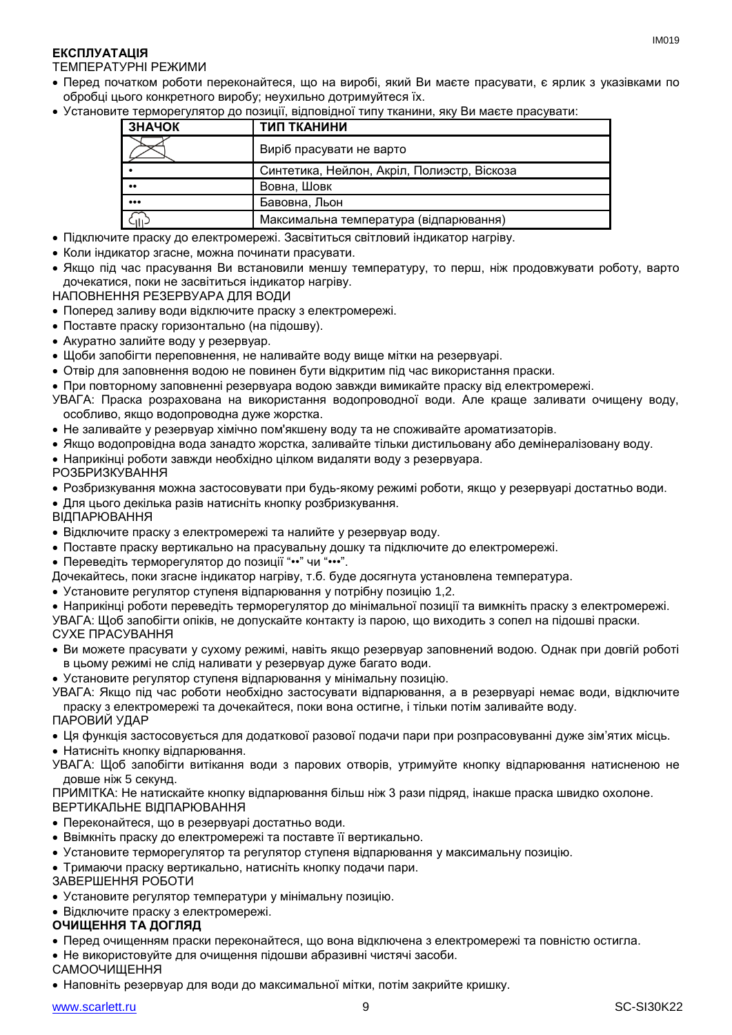**ЕКСПЛУАТАЦІЯ**

ТЕМПЕРАТУРНІ РЕЖИМИ

- Перед початком роботи переконайтеся, що на виробі, який Ви маєте прасувати, є ярлик з указівками по обробці цього конкретного виробу; неухильно дотримуйтеся їх.
- Установите терморегулятор до позиції, відповідної типу тканини, яку Ви маєте прасувати:

| ЗНАЧОК | ТИП ТКАНИНИ |
|---|---|
| | Виріб прасувати не варто |
| • | Синтетика, Нейлон, Акріл, Полиэстр, Віскоза |
| •• | Вовна, Шовк |
| ••• | Бавовна, Льон |
| | Максимальна температура (відпарювання) |

- Підключите праску до електромережі. Засвітиться світловий індикатор нагріву.
- Коли індикатор згасне, можна починати прасувати.
- Якщо під час прасування Ви встановили меншу температуру, то перш, ніж продовжувати роботу, варто дочекатися, поки не засвітиться індикатор нагріву.

НАПОВНЕННЯ РЕЗЕРВУАРА ДЛЯ ВОДИ

- Поперед заливу води відключите праску з електромережі.
- Поставте праску горизонтально (на підошву).
- Акуратно залийте воду у резервуар.
- Щоби запобігти переповнення, не наливайте воду вище мітки на резервуарі.
- Отвір для заповнення водою не повинен бути відкритим під час використання праски.
- При повторному заповненні резервуара водою завжди вимикайте праску від електромережі.

УВАГА: Праска розрахована на використання водопроводної води. Але краще заливати очищену воду, особливо, якщо водопроводна дуже жорстка.

- Не заливайте у резервуар хімічно пом'якшену воду та не споживайте ароматизаторів.
- Якщо водопровідна вода занадто жорстка, заливайте тільки дистильовану або демінералізовану воду.
- Наприкінці роботи завжди необхідно цілком видаляти воду з резервуара.

РОЗБРИЗКУВАННЯ

- Розбризкування можна застосовувати при будь-якому режимі роботи, якщо у резервуарі достатньо води.
- Для цього декілька разів натисніть кнопку розбризкування.

ВІДПАРЮВАННЯ

- Відключите праску з електромережі та налийте у резервуар воду.
- Поставте праску вертикально на прасувальну дошку та підключите до електромережі.
- Переведіть терморегулятор до позиції "••" чи "•••".

Дочекайтесь, поки згасне індикатор нагріву, т.б. буде досягнута установлена температура.

- Установите регулятор ступеня відпарювання у потрібну позицію 1,2.
- Наприкінці роботи переведіть терморегулятор до мінімальної позиції та вимкніть праску з електромережі.

УВАГА: Щоб запобігти опіків, не допускайте контакту із парою, що виходить з сопел на підошві праски.

СУХЕ ПРАСУВАННЯ

- Ви можете прасувати у сухому режимі, навіть якщо резервуар заповнений водою. Однак при довгій роботі в цьому режимі не слід наливати у резервуар дуже багато води.
- Установите регулятор ступеня відпарювання у мінімальну позицію.

УВАГА: Якщо під час роботи необхідно застосувати відпарювання, а в резервуарі немає води, відключите праску з електромережі та дочекайтеся, поки вона остигне, і тільки потім заливайте воду.

ПАРОВИЙ УДАР

- Ця функція застосовується для додаткової разової подачи пари при розпрасовуванні дуже зім'ятих місць.
- Натисніть кнопку відпарювання.

УВАГА: Щоб запобігти витікання води з парових отворів, утримуйте кнопку відпарювання натисненою не довше ніж 5 секунд.

ПРИМІТКА: Не натискайте кнопку відпарювання більш ніж 3 рази підряд, інакше праска швидко охолоне.

ВЕРТИКАЛЬНЕ ВІДПАРЮВАННЯ

- Переконайтеся, що в резервуарі достатньо води.
- Ввімкніть праску до електромережі та поставте її вертикально.
- Установите терморегулятор та регулятор ступеня відпарювання у максимальну позицію.
- Тримаючи праску вертикально, натисніть кнопку подачи пари.

ЗАВЕРШЕННЯ РОБОТИ

- Установите регулятор температури у мінімальну позицію.
- Відключите праску з електромережі.

**ОЧИЩЕННЯ ТА ДОГЛЯД**

- Перед очищенням праски переконайтеся, що вона відключена з електромережі та повністю остигла.
- Не використовуйте для очищення підошви абразивні чистячі засоби.

САМООЧИЩЕННЯ

- Наповніть резервуар для води до максимальної мітки, потім закрийте кришку.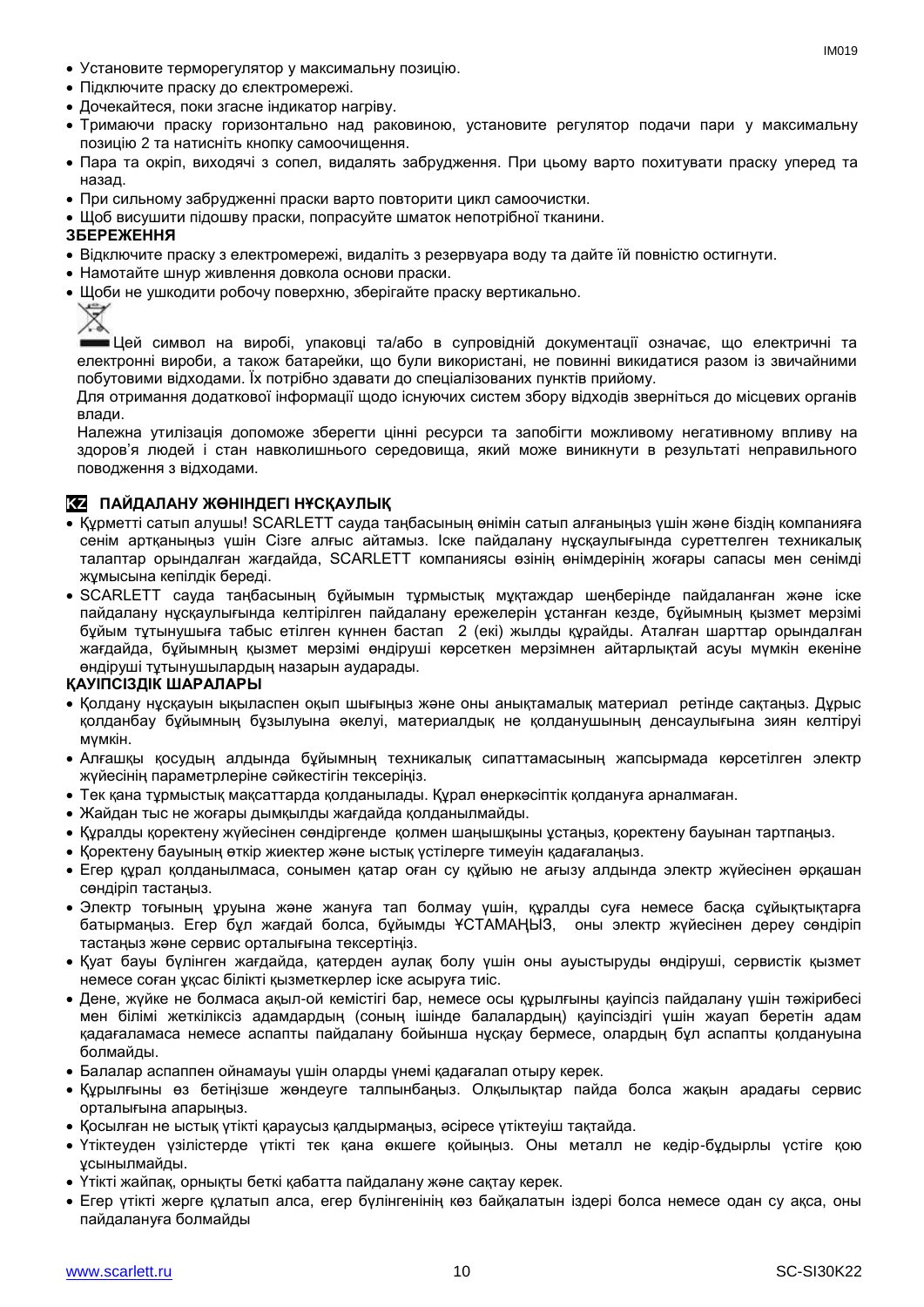- Установите терморегулятор у максимальну позицію.
- Підключите праску до єлектромережі.
- Дочекайтеся, поки згасне індикатор нагріву.
- Тримаючи праску горизонтально над раковиною, установите регулятор подачи пари у максимальну позицію 2 та натисніть кнопку самоочищення.
- Пара та окріп, виходячі з сопел, видалять забруднення. При цьому варто похитувати праску уперед та назад.
- При сильному забрудненні праски варто повторити цикл самоочистки.
- Щоб висушити підошву праски, попрасуйте шматок непотрібної тканини.

**ЗБЕРЕЖЕННЯ**

- Відключите праску з електромережі, видаліть з резервуара воду та дайте їй повністю остигнути.
- Намотайте шнур живлення довкола основи праски.
- Щоби не ушкодити робочу поверхню, зберігайте праску вертикально.

Цей символ на виробі, упаковці та/або в супровідній документації означає, що електричні та електронні вироби, а також батарейки, що були використані, не повинні викидатися разом із звичайними побутовими відходами. Їх потрібно здавати до спеціалізованих пунктів прийому.

Для отримання додаткової інформації щодо існуючих систем збору відходів зверніться до місцевих органів влади.

Належна утилізація допоможе зберегти цінні ресурси та запобігти можливому негативному впливу на здоров'я людей і стан навколишнього середовища, який може виникнути в результаті неправильного поводження з відходами.

## KZ ПАЙДАЛАНУ ЖӨНІНДЕГІ НҰСҚАУЛЫҚ

- Құрметті сатып алушы! SCARLETT сауда таңбасының өнімін сатып алғаныңыз үшін және біздің компанияға сенім артқаныңыз үшін Сізге алғыс айтамыз. Іске пайдалану нұсқаулығында суреттелген техникалық талаптар орындалған жағдайда, SCARLETT компаниясы өзінің өнімдерінің жоғары сапасы мен сенімді жұмысына кепілдік береді.
- SCARLETT сауда таңбасының бұйымын тұрмыстық мұқтаждар шеңберінде пайдаланған және іске пайдалану нұсқаулығында келтірілген пайдалану ережелерін ұстанған кезде, бұйымның қызмет мерзімі бұйым тұтынушыға табыс етілген күннен бастап 2 (екі) жылды құрайды. Аталған шарттар орындалған жағдайда, бұйымның қызмет мерзімі өндіруші көрсеткен мерзімнен айтарлықтай асуы мүмкін екеніне өндіруші тұтынушылардың назарын аударады.

**ҚАУІПСІЗДІК ШАРАЛАРЫ**

- Қолдану нұсқауын ықыласпен оқып шығыңыз және оны анықтамалық материал ретінде сақтаңыз. Дұрыс қолданбау бұйымның бұзылуына әкелуі, материалдық не қолданушының денсаулығына зиян келтіруі мүмкін.
- Алғашқы қосудың алдында бұйымның техникалық сипаттамасының жапсырмада көрсетілген электр жүйесінің параметрлеріне сәйкестігін тексеріңіз.
- Тек қана тұрмыстық мақсаттарда қолданылады. Құрал өнеркәсіптік қолдануға арналмаған.
- Жайдан тыс не жоғары дымқылды жағдайда қолданылмайды.
- Құралды қоректену жүйесінен сөндіргенде қолмен шаңышқыны ұстаңыз, қоректену бауынан тартпаңыз.
- Қоректену бауының өткір жиектер және ыстық үстілерге тимеуін қадағалаңыз.
- Егер құрал қолданылмаса, сонымен қатар оған су құйыю не ағызу алдында электр жүйесінен әрқашан сөндіріп тастаңыз.
- Электр тоғының ұруына және жануға тап болмау үшін, құралды суға немесе басқа сұйықтықтарға батырмаңыз. Егер бұл жағдай болса, бұйымды ҰСТАМАҢЫЗ, оны электр жүйесінен дереу сөндіріп тастаңыз және сервис орталығына тексертіңіз.
- Қуат бауы бүлінген жағдайда, қатерден аулақ болу үшін оны ауыстыруды өндіруші, сервистік қызмет немесе соған ұқсас білікті қызметкерлер іске асыруға тиіс.
- Дене, жүйке не болмаса ақыл-ой кемістігі бар, немесе осы құрылғыны қауіпсіз пайдалану үшін тәжірибесі мен білімі жеткіліксіз адамдардың (соның ішінде балалардың) қауіпсіздігі үшін жауап беретін адам қадағаламаса немесе аспапты пайдалану бойынша нұсқау бермесе, олардың бұл аспапты қолдануына болмайды.
- Балалар аспаппен ойнамауы үшін оларды үнемі қадағалап отыру керек.
- Құрылғыны өз бетіңізше жөндеуге талпынбаңыз. Олқылықтар пайда болса жақын арадағы сервис орталығына апарыңыз.
- Қосылған не ыстық үтікті қараусыз қалдырмаңыз, әсіресе үтіктеуіш тақтайда.
- Үтіктеуден үзілістерде үтікті тек қана өкшеге қойыңыз. Оны металл не кедір-бұдырлы үстіге қою ұсынылмайды.
- Үтікті жайпақ, орнықты беткі қабатта пайдалану және сақтау керек.
- Егер үтікті жерге құлатып алса, егер бүлінгенінің көз байқалатын іздері болса немесе одан су ақса, оны пайдалануға болмайды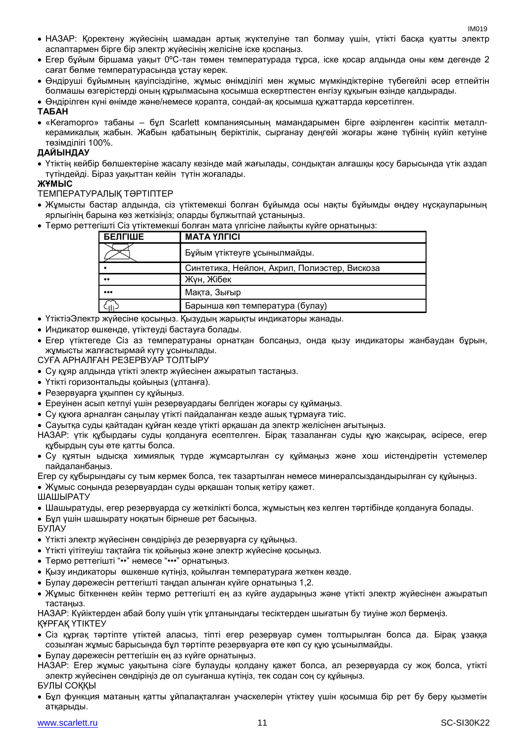- НАЗАР: Қоректену жүйесінің шамадан артық жүктелуіне тап болмау үшін, үтікті басқа қуатты электр аспаптармен бірге бір электр жүйесінің желісіне іске қоспаңыз.
- Егер бұйым біршама уақыт 0ºC-тан төмен температурада тұрса, іске қосар алдында оны кем дегенде 2 сағат бөлме температурасында ұстау керек.
- Өндіруші бұйымның қауіпсіздігіне, жұмыс өнімділігі мен жұмыс мүмкіндіктеріне түбегейлі әсер етпейтін болмашы өзгерістерді оның құрылмасына қосымша ескертпестен енгізу құқығын өзінде қалдырады.
- Өндірілген күні өнімде және/немесе қорапта, сондай-ақ қосымша құжаттарда көрсетілген.

**ТАБАН**

- «Keramopro» табаны – бұл Scarlett компаниясының мамандарымен бірге әзірленген кәсіптік металл-керамикалық жабын. Жабын қабатының беріктілік, сырғанау деңгейі жоғары және түбінің күйіп кетуіне төзімділігі 100%.

**ДАЙЫНДАУ**

- Үтіктің кейбір бөлшектеріне жасалу кезінде май жағылады, сондықтан алғашқы қосу барысында үтік аздап түтіндейді. Біраз уақыттан кейін түтін жоғалады.

**ЖҰМЫС**

ТЕМПЕРАТУРАЛЫҚ ТӘРТІПТЕР

- Жұмысты бастар алдында, сіз үтіктемекші болған бұйымда осы нақты бұйымды өңдеу нұсқауларының ярлыгінің барына көз жеткізіңіз; оларды бұлжытпай ұстаныңыз.
- Термо реттегішті Сіз үтіктемекші болған мата үлгісіне лайықты күйге орнатыңыз:

| БЕЛГІШЕ | МАТА ҮЛГІСІ |
|---|---|
| (сызылған үтік) | Бұйым үтіктеуге ұсынылмайды. |
| • | Синтетика, Нейлон, Акрил, Полиэстер, Вискоза |
| •• | Жүн, Жібек |
| ••• | Мақта, Зығыр |
| (бу) | Барынша көп температура (булау) |

- ҮтіктіЭлектр жүйесіне қосыңыз. Қызудың жарықты индикаторы жанады.
- Индикатор өшкенде, үтіктеуді бастауға болады.
- Егер үтіктегеде Сіз аз температураны орнатқан болсаңыз, онда қызу индикаторы жанбаудан бұрын, жұмысты жалғастырмай күту ұсынылады.

СУҒА АРНАЛҒАН РЕЗЕРВУАР ТОЛТЫРУ

- Су құяр алдында үтікті электр жүйесінен ажыратып тастаңыз.
- Үтікті горизонтальды қойыңыз (ұлтанға).
- Резервуарға ұқыппен су құйыңыз.
- Ереуінен асып кетпуі үшін резервуардағы белгіден жоғары су құймаңыз.
- Су құюға арналған саңылау үтікті пайдаланған кезде ашық тұрмауға тиіс.
- Сауытқа суды қайтадан құйған кезде үтікті әрқашан да электр желісінен ағытыңыз.

НАЗАР: үтік құбырдағы суды қолдануға есептелген. Бірақ тазаланған суды құю жақсырақ, әсіресе, егер құбырдың суы өте қатты болса.

- Су құятын ыдысқа химиялық түрде жұмсартылған су құймаңыз және хош иістендіретін үстемелер пайдаланбаңыз.

Егер су құбырындағы су тым кермек болса, тек тазартылған немесе минералсыздандырылған су құйыңыз.

- Жұмыс соңында резервуардан суды әрқашан толық кетіру қажет.

ШАШЫРАТУ

- Шашыратуды, егер резервуарда су жеткілікті болса, жұмыстың кез келген тәртібінде қолдануға болады.
- Бұл үшін шашырату ноқатын бірнеше рет басыңыз.

БУЛАУ

- Үтікті электр жүйесінен сөндіріңіз де резервуарға су құйыңыз.
- Үтікті үйітеуіш тақтайға тік қойыңыз және электр жүйесіне қосыңыз.
- Термо реттегішті "••" немесе "•••" орнатыңыз.
- Қызу индикаторы өшкенше күтіңіз, қойылған температураға жеткен кезде.
- Булау дәрежесін реттегішті таңдап алынған күйге орнатыңыз 1,2.
- Жұмыс біткеннен кейін термо реттегішті ең аз күйге аударыңыз және үтікті электр жүйесінен ажыратып тастаңыз.

НАЗАР: Күйіктерден абай болу үшін үтік ұлтанындағы тесіктерден шығатын бу тиуіне жол бермеңіз.

ҚҰРҒАҚ ҮТІКТЕУ

- Сіз құрғақ тәртіпте үтіктей аласыз, тіпті егер резервуар сумен толтырылған болса да. Бірақ ұзаққа созылған жұмыс барысында бұл тәртіпте резервуарға өте көп су құю ұсынылмайды.
- Булау дәрежесін реттегішін ең аз күйге орнатыңыз.

НАЗАР: Егер жұмыс уақытына сізге булауды қолдану қажет болса, ал резервуарда су жоқ болса, үтікті электр жүйесінен сөндіріңіз де ол суығанша күтіңіз, тек содан соң су құйыңыз.

БУЛЫ СОҚҚЫ

- Бұл функция матаның қатты ұйпалақталған учаскелерін үтіктеу үшін қосымша бір рет бу беру қызметін атқарыды.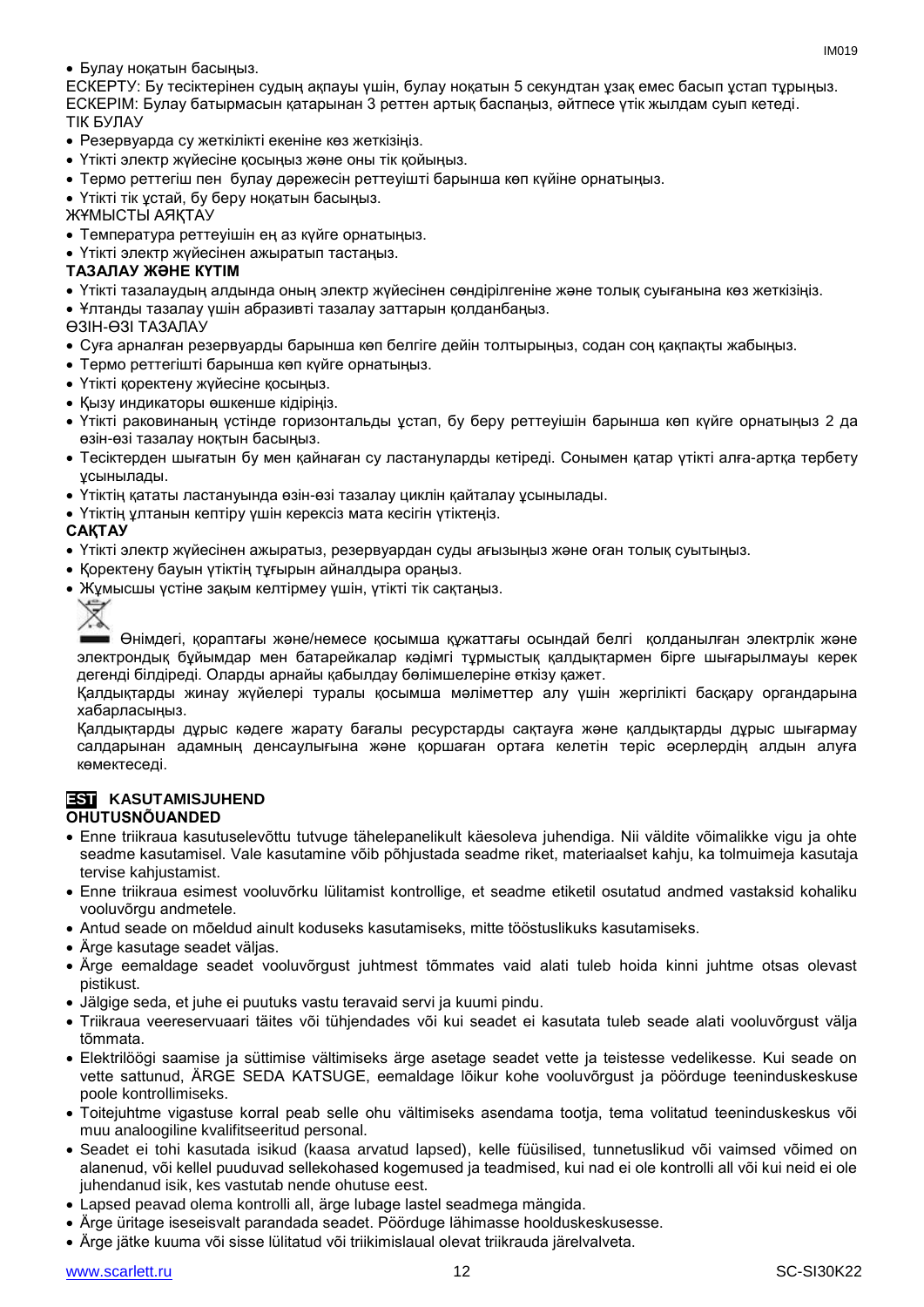- Булау ноқатын басыңыз.

ЕСКЕРТУ: Бу тесіктерінен судың ақпауы үшін, булау ноқатын 5 секундтан ұзақ емес басып ұстап тұрыңыз.
ЕСКЕРІМ: Булау батырмасын қатарынан 3 реттен артық баспаңыз, әйтпесе үтік жылдам суып кетеді.

ТІК БУЛАУ

- Резервуарда су жеткілікті екеніне көз жеткізіңіз.
- Үтікті электр жүйесіне қосыңыз және оны тік қойыңыз.
- Термо реттегіш пен булау дәрежесін реттеуішті барынша көп күйіне орнатыңыз.
- Үтікті тік ұстай, бу беру ноқатын басыңыз.

ЖҰМЫСТЫ АЯҚТАУ

- Температура реттеуішін ең аз күйге орнатыңыз.
- Үтікті электр жүйесінен ажыратып тастаңыз.

**ТАЗАЛАУ ЖӘНЕ КҮТІМ**

- Үтікті тазалаудың алдында оның электр жүйесінен сөндірілгеніне және толық суығанына көз жеткізіңіз.
- Ұлтанды тазалау үшін абразивті тазалау заттарын қолданбаңыз.

ӨЗІН-ӨЗІ ТАЗАЛАУ

- Суға арналған резервуарды барынша көп белгіге дейін толтырыңыз, содан соң қақпақты жабыңыз.
- Термо реттегішті барынша көп күйге орнатыңыз.
- Үтікті қоректену жүйесіне қосыңыз.
- Қызу индикаторы өшкенше кідіріңіз.
- Үтікті раковинаның үстінде горизонтальды ұстап, бу беру реттеуішін барынша көп күйге орнатыңыз 2 да өзін-өзі тазалау ноқтын басыңыз.
- Тесіктерден шығатын бу мен қайнаған су ластануларды кетіреді. Сонымен қатар үтікті алға-артқа тербету ұсынылады.
- Үтіктің қататы ластануында өзін-өзі тазалау циклін қайталау ұсынылады.
- Үтіктің ұлтанын кептіру үшін керексіз мата кесігін үтіктеңіз.

**САҚТАУ**

- Үтікті электр жүйесінен ажыратыз, резервуардан суды ағызыңыз және оған толық суытыңыз.
- Қоректену бауын үтіктің тұғырын айналдыра ораңыз.
- Жұмысшы үстіне зақым келтірмеу үшін, үтікті тік сақтаңыз.

Өнімдегі, қораптағы және/немесе қосымша құжаттағы осындай белгі қолданылған электрлік және электрондық бұйымдар мен батарейкалар кәдімгі тұрмыстық қалдықтармен бірге шығарылмауы керек дегенді білдіреді. Оларды арнайы қабылдау бөлімшелеріне өткізу қажет.

Қалдықтарды жинау жүйелері туралы қосымша мәліметтер алу үшін жергілікті басқару органдарына хабарласыңыз.

Қалдықтарды дұрыс кәдеге жарату бағалы ресурстарды сақтауға және қалдықтарды дұрыс шығармау салдарынан адамның денсаулығына және қоршаған ортаға келетін теріс әсерлердің алдын алуға көмектеседі.

## EST KASUTAMISJUHEND

**OHUTUSNÕUANDED**

- Enne triikraua kasutuselevõttu tutvuge tähelepanelikult käesoleva juhendiga. Nii väldite võimalikke vigu ja ohte seadme kasutamisel. Vale kasutamine võib põhjustada seadme riket, materiaalset kahju, ka tolmuimeja kasutaja tervise kahjustamist.
- Enne triikraua esimest vooluvõrku lülitamist kontrollige, et seadme etiketil osutatud andmed vastaksid kohaliku vooluvõrgu andmetele.
- Antud seade on mõeldud ainult koduseks kasutamiseks, mitte tööstuslikuks kasutamiseks.
- Ärge kasutage seadet väljas.
- Ärge eemaldage seadet vooluvõrgust juhtmest tõmmates vaid alati tuleb hoida kinni juhtme otsas olevast pistikust.
- Jälgige seda, et juhe ei puutuks vastu teravaid servi ja kuumi pindu.
- Triikraua veereservuaari täites või tühjendades või kui seadet ei kasutata tuleb seade alati vooluvõrgust välja tõmmata.
- Elektrilöögi saamise ja süttimise vältimiseks ärge asetage seadet vette ja teistesse vedelikesse. Kui seade on vette sattunud, ÄRGE SEDA KATSUGE, eemaldage lõikur kohe vooluvõrgust ja pöörduge teeninduskeskuse poole kontrollimiseks.
- Toitejuhtme vigastuse korral peab selle ohu vältimiseks asendama tootja, tema volitatud teeninduskeskus või muu analoogiline kvalifitseeritud personal.
- Seadet ei tohi kasutada isikud (kaasa arvatud lapsed), kelle füüsilised, tunnetuslikud või vaimsed võimed on alanenud, või kellel puuduvad sellekohased kogemused ja teadmised, kui nad ei ole kontrolli all või kui neid ei ole juhendanud isik, kes vastutab nende ohutuse eest.
- Lapsed peavad olema kontrolli all, ärge lubage lastel seadmega mängida.
- Ärge üritage iseseisvalt parandada seadet. Pöörduge lähimasse hoolduskeskusesse.
- Ärge jätke kuuma või sisse lülitatud või triikimislaual olevat triikrauda järelvalveta.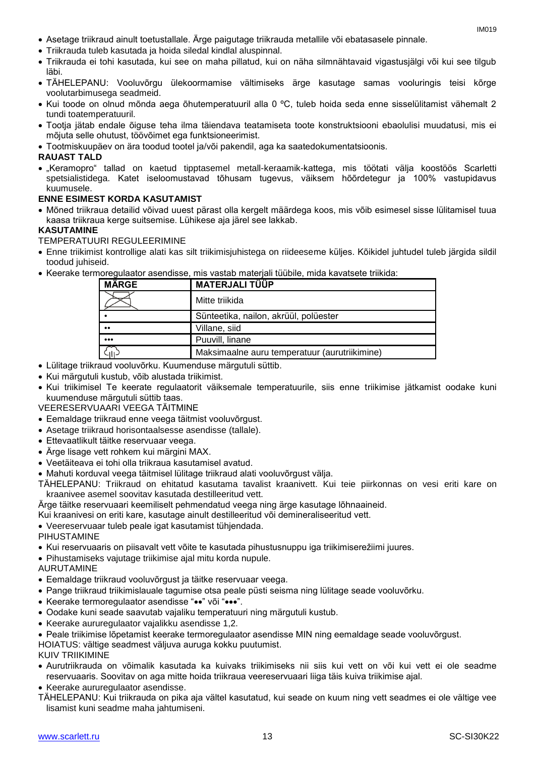- Asetage triikraud ainult toetustallale. Ärge paigutage triikrauda metallile või ebatasasele pinnale.
- Triikrauda tuleb kasutada ja hoida siledal kindlal aluspinnal.
- Triikrauda ei tohi kasutada, kui see on maha pillatud, kui on näha silmnähtavaid vigastusjälgi või kui see tilgub läbi.
- TÄHELEPANU: Vooluvõrgu ülekoormamise vältimiseks ärge kasutage samas vooluringis teisi kõrge voolutarbimusega seadmeid.
- Kui toode on olnud mõnda aega õhutemperatuuril alla 0 ºC, tuleb hoida seda enne sisselülitamist vähemalt 2 tundi toatemperatuuril.
- Tootja jätab endale õiguse teha ilma täiendava teatamiseta toote konstruktsiooni ebaolulisi muudatusi, mis ei mõjuta selle ohutust, töövõimet ega funktsioneerimist.
- Tootmiskuupäev on ära toodud tootel ja/või pakendil, aga ka saatedokumentatsioonis.

**RAUAST TALD**

- „Keramopro" tallad on kaetud tipptasemel metall-keraamik-kattega, mis töötati välja koostöös Scarletti spetsialistidega. Katet iseloomustavad tõhusam tugevus, väiksem hõõrdetegur ja 100% vastupidavus kuumusele.

**ENNE ESIMEST KORDA KASUTAMIST**

- Mõned triikraua detailid võivad uuest pärast olla kergelt määrdega koos, mis võib esimesel sisse lülitamisel tuua kaasa triikraua kerge suitsemise. Lühikese aja järel see lakkab.

**KASUTAMINE**

TEMPERATUURI REGULEERIMINE

- Enne triikimist kontrollige alati kas silt triikimisjuhistega on riideeseme küljes. Kõikidel juhtudel tuleb järgida sildil toodud juhiseid.
- Keerake termoregulaator asendisse, mis vastab materjali tüübile, mida kavatsete triikida:

| MÄRGE | MATERJALI TÜÜP |
|---|---|
| (läbikriipsutatud triikraud) | Mitte triikida |
| • | Sünteetika, nailon, akrüül, polüester |
| •• | Villane, siid |
| ••• | Puuvill, linane |
| (auru sümbol) | Maksimaalne auru temperatuur (aurutriikimine) |

- Lülitage triikraud vooluvõrku. Kuumenduse märgutuli süttib.
- Kui märgutuli kustub, võib alustada triikimist.
- Kui triikimisel Te keerate regulaatorit väiksemale temperatuurile, siis enne triikimise jätkamist oodake kuni kuumenduse märgutuli süttib taas.

VEERESERVUAARI VEEGA TÄITMINE

- Eemaldage triikraud enne veega täitmist vooluvõrgust.
- Asetage triikraud horisontaalsesse asendisse (tallale).
- Ettevaatlikult täitke reservuaar veega.
- Ärge lisage vett rohkem kui märgini MAX.
- Veetäiteava ei tohi olla triikraua kasutamisel avatud.
- Mahuti korduval veega täitmisel lülitage triikraud alati vooluvõrgust välja.

TÄHELEPANU: Triikraud on ehitatud kasutama tavalist kraanivett. Kui teie piirkonnas on vesi eriti kare on kraanivee asemel soovitav kasutada destilleeritud vett.

Ärge täitke reservuaari keemiliselt pehmendatud veega ning ärge kasutage lõhnaaineid.

Kui kraanivesi on eriti kare, kasutage ainult destilleeritud või demineraliseeritud vett.

- Veereservuaar tuleb peale igat kasutamist tühjendada.

PIHUSTAMINE

- Kui reservuaaris on piisavalt vett võite te kasutada pihustusnuppu iga triikimiserežiimi juures.
- Pihustamiseks vajutage triikimise ajal mitu korda nupule.

AURUTAMINE

- Eemaldage triikraud vooluvõrgust ja täitke reservuaar veega.
- Pange triikraud triikimislauale tagumise otsa peale püsti seisma ning lülitage seade vooluvõrku.
- Keerake termoregulaator asendisse "••" või "•••".
- Oodake kuni seade saavutab vajaliku temperatuuri ning märgutuli kustub.
- Keerake aururegulaator vajalikku asendisse 1,2.
- Peale triikimise lõpetamist keerake termoregulaator asendisse MIN ning eemaldage seade vooluvõrgust.

HOIATUS: vältige seadmest väljuva auruga kokku puutumist.

KUIV TRIIKIMINE

- Aurutriikrauda on võimalik kasutada ka kuivaks triikimiseks nii siis kui vett on või kui vett ei ole seadme reservuaaris. Soovitav on aga mitte hoida triikraua veereservuaari liiga täis kuiva triikimise ajal.
- Keerake aururegulaator asendisse.

TÄHELEPANU: Kui triikrauda on pika aja vältel kasutatud, kui seade on kuum ning vett seadmes ei ole vältige vee lisamist kuni seadme maha jahtumiseni.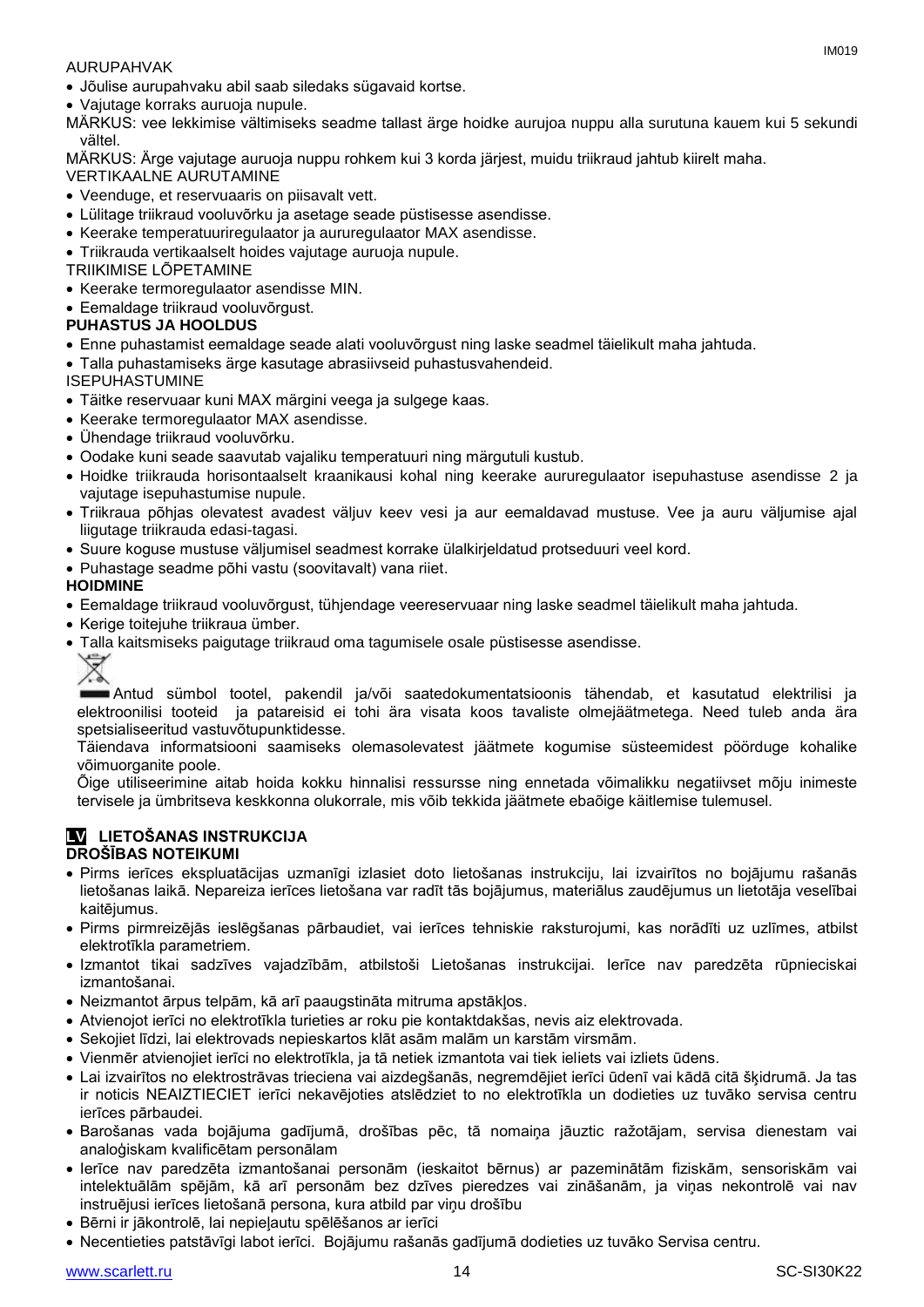AURUPAHVAK

- Jõulise aurupahvaku abil saab siledaks sügavaid kortse.
- Vajutage korraks auruoja nupule.

MÄRKUS: vee lekkimise vältimiseks seadme tallast ärge hoidke aurujoa nuppu alla surutuna kauem kui 5 sekundi vältel.

MÄRKUS: Ärge vajutage auruoja nuppu rohkem kui 3 korda järjest, muidu triikraud jahtub kiirelt maha.

VERTIKAALNE AURUTAMINE

- Veenduge, et reservuaaris on piisavalt vett.
- Lülitage triikraud vooluvõrku ja asetage seade püstisesse asendisse.
- Keerake temperatuuriregulaator ja aururegulaator MAX asendisse.
- Triikrauda vertikaalselt hoides vajutage auruoja nupule.

TRIIKIMISE LÕPETAMINE

- Keerake termoregulaator asendisse MIN.
- Eemaldage triikraud vooluvõrgust.

**PUHASTUS JA HOOLDUS**

- Enne puhastamist eemaldage seade alati vooluvõrgust ning laske seadmel täielikult maha jahtuda.
- Talla puhastamiseks ärge kasutage abrasiivseid puhastusvahendeid.

ISEPUHASTUMINE

- Täitke reservuaar kuni MAX märgini veega ja sulgege kaas.
- Keerake termoregulaator MAX asendisse.
- Ühendage triikraud vooluvõrku.
- Oodake kuni seade saavutab vajaliku temperatuuri ning märgutuli kustub.
- Hoidke triikrauda horisontaalselt kraanikausi kohal ning keerake aururegulaator isepuhastuse asendisse 2 ja vajutage isepuhastumise nupule.
- Triikraua põhjas olevatest avadest väljuv keev vesi ja aur eemaldavad mustuse. Vee ja auru väljumise ajal liigutage triikrauda edasi-tagasi.
- Suure koguse mustuse väljumisel seadmest korrake ülalkirjeldatud protseduuri veel kord.
- Puhastage seadme põhi vastu (soovitavalt) vana riiet.

**HOIDMINE**

- Eemaldage triikraud vooluvõrgust, tühjendage veereservuaar ning laske seadmel täielikult maha jahtuda.
- Kerige toitejuhe triikraua ümber.
- Talla kaitsmiseks paigutage triikraud oma tagumisele osale püstisesse asendisse.

Antud sümbol tootel, pakendil ja/või saatedokumentatsioonis tähendab, et kasutatud elektrilisi ja elektroonilisi tooteid ja patareisid ei tohi ära visata koos tavaliste olmejäätmetega. Need tuleb anda ära spetsialiseeritud vastuvõtupunktidesse.

Täiendava informatsiooni saamiseks olemasolevatest jäätmete kogumise süsteemidest pöörduge kohalike võimuorganite poole.

Õige utiliseerimine aitab hoida kokku hinnalisi ressursse ning ennetada võimalikku negatiivset mõju inimeste tervisele ja ümbritseva keskkonna olukorrale, mis võib tekkida jäätmete ebaõige käitlemise tulemusel.

## LV LIETOŠANAS INSTRUKCIJA

**DROŠĪBAS NOTEIKUMI**

- Pirms ierīces ekspluatācijas uzmanīgi izlasiet doto lietošanas instrukciju, lai izvairītos no bojājumu rašanās lietošanas laikā. Nepareiza ierīces lietošana var radīt tās bojājumus, materiālus zaudējumus un lietotāja veselībai kaitējumus.
- Pirms pirmreizējās ieslēgšanas pārbaudiet, vai ierīces tehniskie raksturojumi, kas norādīti uz uzlīmes, atbilst elektrotīkla parametriem.
- Izmantot tikai sadzīves vajadzībām, atbilstoši Lietošanas instrukcijai. Ierīce nav paredzēta rūpnieciskai izmantošanai.
- Neizmantot ārpus telpām, kā arī paaugstināta mitruma apstākļos.
- Atvienojot ierīci no elektrotīkla turieties ar roku pie kontaktdakšas, nevis aiz elektrovada.
- Sekojiet līdzi, lai elektrovads nepieskartos klāt asām malām un karstām virsmām.
- Vienmēr atvienojiet ierīci no elektrotīkla, ja tā netiek izmantota vai tiek ieliets vai izliets ūdens.
- Lai izvairītos no elektrostrāvas trieciena vai aizdegšanās, negremdējiet ierīci ūdenī vai kādā citā šķidrumā. Ja tas ir noticis NEAIZTIECIET ierīci nekavējoties atslēdziet to no elektrotīkla un dodieties uz tuvāko servisa centru ierīces pārbaudei.
- Barošanas vada bojājuma gadījumā, drošības pēc, tā nomaiņa jāuztic ražotājam, servisa dienestam vai analoģiskam kvalificētam personālam
- Ierīce nav paredzēta izmantošanai personām (ieskaitot bērnus) ar pazeminātām fiziskām, sensoriskām vai intelektuālām spējām, kā arī personām bez dzīves pieredzes vai zināšanām, ja viņas nekontrolē vai nav instruējusi ierīces lietošanā persona, kura atbild par viņu drošību
- Bērni ir jākontrolē, lai nepieļautu spēlēšanos ar ierīci
- Necentieties patstāvīgi labot ierīci. Bojājumu rašanās gadījumā dodieties uz tuvāko Servisa centru.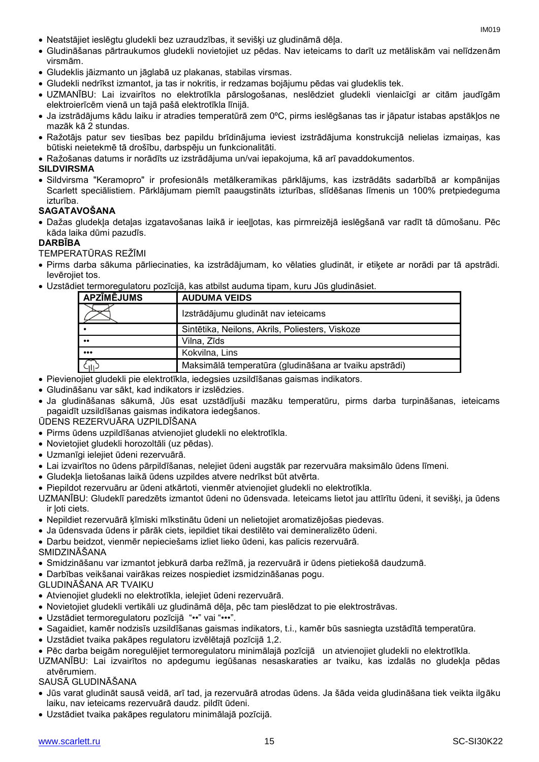- Neatstājiet ieslēgtu gludekli bez uzraudzības, it sevišķi uz gludināmā dēļa.
- Gludināšanas pārtraukumos gludekli novietojiet uz pēdas. Nav ieteicams to darīt uz metāliskām vai nelīdzenām virsmām.
- Gludeklis jāizmanto un jāglabā uz plakanas, stabilas virsmas.
- Gludekli nedrīkst izmantot, ja tas ir nokritis, ir redzamas bojājumu pēdas vai gludeklis tek.
- UZMANĪBU: Lai izvairītos no elektrotīkla pārslogošanas, neslēdziet gludekli vienlaicīgi ar citām jaudīgām elektroierīcēm vienā un tajā pašā elektrotīkla līnijā.
- Ja izstrādājums kādu laiku ir atradies temperatūrā zem 0ºC, pirms ieslēgšanas tas ir jāpatur istabas apstākļos ne mazāk kā 2 stundas.
- Ražotājs patur sev tiesības bez papildu brīdinājuma ieviest izstrādājuma konstrukcijā nelielas izmaiņas, kas būtiski neietekmē tā drošību, darbspēju un funkcionalitāti.
- Ražošanas datums ir norādīts uz izstrādājuma un/vai iepakojuma, kā arī pavaddokumentos.

**SILDVIRSMA**

- Sildvirsma "Keramopro" ir profesionāls metālkeramikas pārklājums, kas izstrādāts sadarbībā ar kompānijas Scarlett speciālistiem. Pārklājumam piemīt paaugstināts izturības, slīdēšanas līmenis un 100% pretpiedeguma izturība.

**SAGATAVOŠANA**

- Dažas gludekļa detaļas izgatavošanas laikā ir ieeļļotas, kas pirmreizējā ieslēgšanā var radīt tā dūmošanu. Pēc kāda laika dūmi pazudīs.

**DARBĪBA**

TEMPERATŪRAS REŽĪMI

- Pirms darba sākuma pārliecinaties, ka izstrādājumam, ko vēlaties gludināt, ir etiķete ar norādi par tā apstrādi. Ievērojiet tos.
- Uzstādiet termoregulatoru pozīcijā, kas atbilst auduma tipam, kuru Jūs gludināsiet.

| APZĪMĒJUMS | AUDUMA VEIDS |
|---|---|
| (pārsvītrots gludeklis) | Izstrādājumu gludināt nav ieteicams |
| • | Sintētika, Neilons, Akrils, Poliesters, Viskoze |
| •• | Vilna, Zīds |
| ••• | Kokvilna, Lins |
| (tvaiks) | Maksimālā temperatūra (gludināšana ar tvaiku apstrādi) |

- Pievienojiet gludekli pie elektrotīkla, iedegsies uzsildīšanas gaismas indikators.
- Gludināšanu var sākt, kad indikators ir izslēdzies.
- Ja gludināšanas sākumā, Jūs esat uzstādījuši mazāku temperatūru, pirms darba turpināšanas, ieteicams pagaidīt uzsildīšanas gaismas indikatora iedegšanos.

ŪDENS REZERVUĀRA UZPILDĪŠANA

- Pirms ūdens uzpildīšanas atvienojiet gludekli no elektrotīkla.
- Novietojiet gludekli horozoltāli (uz pēdas).
- Uzmanīgi ielejiet ūdeni rezervuārā.
- Lai izvairītos no ūdens pārpildīšanas, nelejiet ūdeni augstāk par rezervuāra maksimālo ūdens līmeni.
- Gludekļa lietošanas laikā ūdens uzpildes atvere nedrīkst būt atvērta.
- Piepildot rezervuāru ar ūdeni atkārtoti, vienmēr atvienojiet gludekli no elektrotīkla.

UZMANĪBU: Gludeklī paredzēts izmantot ūdeni no ūdensvada. Ieteicams lietot jau attīrītu ūdeni, it sevišķi, ja ūdens ir ļoti ciets.

- Nepildiet rezervuārā ķīmiski mīkstinātu ūdeni un nelietojiet aromatizējošas piedevas.
- Ja ūdensvada ūdens ir pārāk ciets, iepildiet tikai destilēto vai demineralizēto ūdeni.
- Darbu beidzot, vienmēr nepieciešams izliet lieko ūdeni, kas palicis rezervuārā.

SMIDZINĀŠANA

- Smidzināšanu var izmantot jebkurā darba režīmā, ja rezervuārā ir ūdens pietiekošā daudzumā.
- Darbības veikšanai vairākas reizes nospiediet izsmidzināšanas pogu.

GLUDINĀŠANA AR TVAIKU

- Atvienojiet gludekli no elektrotīkla, ielejiet ūdeni rezervuārā.
- Novietojiet gludekli vertikāli uz gludināmā dēļa, pēc tam pieslēdzat to pie elektrostrāvas.
- Uzstādiet termoregulatoru pozīcijā "••" vai "•••".
- Sagaidiet, kamēr nodzisīs uzsildīšanas gaismas indikators, t.i., kamēr būs sasniegta uzstādītā temperatūra.
- Uzstādiet tvaika pakāpes regulatoru izvēlētajā pozīcijā 1,2.
- Pēc darba beigām noregulējiet termoregulatoru minimālajā pozīcijā un atvienojiet gludekli no elektrotīkla.

UZMANĪBU: Lai izvairītos no apdegumu iegūšanas nesaskaraties ar tvaiku, kas izdalās no gludekļa pēdas atvērumiem.

SAUSĀ GLUDINĀŠANA

- Jūs varat gludināt sausā veidā, arī tad, ja rezervuārā atrodas ūdens. Ja šāda veida gludināšana tiek veikta ilgāku laiku, nav ieteicams rezervuārā daudz. pildīt ūdeni.
- Uzstādiet tvaika pakāpes regulatoru minimālajā pozīcijā.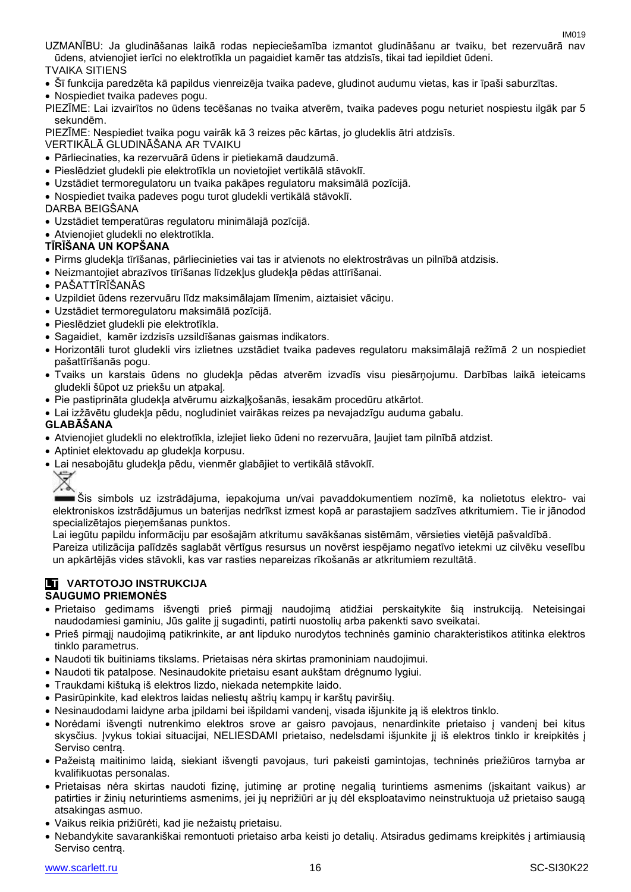UZMANĪBU: Ja gludināšanas laikā rodas nepieciešamība izmantot gludināšanu ar tvaiku, bet rezervuārā nav ūdens, atvienojiet ierīci no elektrotīkla un pagaidiet kamēr tas atdzisīs, tikai tad iepildiet ūdeni.

TVAIKA SITIENS

- Šī funkcija paredzēta kā papildus vienreizēja tvaika padeve, gludinot audumu vietas, kas ir īpaši saburzītas.
- Nospiediet tvaika padeves pogu.

PIEZĪME: Lai izvairītos no ūdens tecēšanas no tvaika atverēm, tvaika padeves pogu neturiet nospiestu ilgāk par 5 sekundēm.

PIEZĪME: Nespiediet tvaika pogu vairāk kā 3 reizes pēc kārtas, jo gludeklis ātri atdzisīs.

VERTIKĀLĀ GLUDINĀŠANA AR TVAIKU

- Pārliecinaties, ka rezervuārā ūdens ir pietiekamā daudzumā.
- Pieslēdziet gludekli pie elektrotīkla un novietojiet vertikālā stāvoklī.
- Uzstādiet termoregulatoru un tvaika pakāpes regulatoru maksimālā pozīcijā.
- Nospiediet tvaika padeves pogu turot gludekli vertikālā stāvoklī.

DARBA BEIGŠANA

- Uzstādiet temperatūras regulatoru minimālajā pozīcijā.
- Atvienojiet gludekli no elektrotīkla.

**TĪRĪŠANA UN KOPŠANA**

- Pirms gludekļa tīrīšanas, pārliecinieties vai tas ir atvienots no elektrostrāvas un pilnībā atdzisis.
- Neizmantojiet abrazīvos tīrīšanas līdzekļus gludekļa pēdas attīrīšanai.
- PAŠATTĪRĪŠANĀS
- Uzpildiet ūdens rezervuāru līdz maksimālajam līmenim, aiztaisiet vāciņu.
- Uzstādiet termoregulatoru maksimālā pozīcijā.
- Pieslēdziet gludekli pie elektrotīkla.
- Sagaidiet, kamēr izdzisīs uzsildīšanas gaismas indikators.
- Horizontāli turot gludekli virs izlietnes uzstādiet tvaika padeves regulatoru maksimālajā režīmā 2 un nospiediet pašattīrīšanās pogu.
- Tvaiks un karstais ūdens no gludekļa pēdas atverēm izvadīs visu piesārņojumu. Darbības laikā ieteicams gludekli šūpot uz priekšu un atpakaļ.
- Pie pastiprināta gludekļa atvērumu aizkaļķošanās, iesakām procedūru atkārtot.
- Lai izžāvētu gludekļa pēdu, nogludiniet vairākas reizes pa nevajadzīgu auduma gabalu.

**GLABĀŠANA**

- Atvienojiet gludekli no elektrotīkla, izlejiet lieko ūdeni no rezervuāra, ļaujiet tam pilnībā atdzist.
- Aptiniet elektovadu ap gludekļa korpusu.
- Lai nesabojātu gludekļa pēdu, vienmēr glabājiet to vertikālā stāvoklī.

Šis simbols uz izstrādājuma, iepakojuma un/vai pavaddokumentiem nozīmē, ka nolietotus elektro- vai elektroniskos izstrādājumus un baterijas nedrīkst izmest kopā ar parastajiem sadzīves atkritumiem. Tie ir jānodod specializētajos pieņemšanas punktos.

Lai iegūtu papildu informāciju par esošajām atkritumu savākšanas sistēmām, vērsieties vietējā pašvaldībā.

Pareiza utilizācija palīdzēs saglabāt vērtīgus resursus un novērst iespējamo negatīvo ietekmi uz cilvēku veselību un apkārtējās vides stāvokli, kas var rasties nepareizas rīkošanās ar atkritumiem rezultātā.

## LT VARTOTOJO INSTRUKCIJA

**SAUGUMO PRIEMONĖS**

- Prietaiso gedimams išvengti prieš pirmąjį naudojimą atidžiai perskaitykite šią instrukciją. Neteisingai naudodamiesi gaminiu, Jūs galite jį sugadinti, patirti nuostolių arba pakenkti savo sveikatai.
- Prieš pirmąjį naudojimą patikrinkite, ar ant lipduko nurodytos techninės gaminio charakteristikos atitinka elektros tinklo parametrus.
- Naudoti tik buitiniams tikslams. Prietaisas nėra skirtas pramoniniam naudojimui.
- Naudoti tik patalpose. Nesinaudokite prietaisu esant aukštam drėgnumo lygiui.
- Traukdami kištuką iš elektros lizdo, niekada netempkite laido.
- Pasirūpinkite, kad elektros laidas neliestų aštrių kampų ir karštų paviršių.
- Nesinaudodami laidyne arba įpildami bei išpildami vandenį, visada išjunkite ją iš elektros tinklo.
- Norėdami išvengti nutrenkimo elektros srove ar gaisro pavojaus, nenardinkite prietaiso į vandenį bei kitus skysčius. Įvykus tokiai situacijai, NELIESDAMI prietaiso, nedelsdami išjunkite jį iš elektros tinklo ir kreipkitės į Serviso centrą.
- Pažeistą maitinimo laidą, siekiant išvengti pavojaus, turi pakeisti gamintojas, techninės priežiūros tarnyba ar kvalifikuotas personalas.
- Prietaisas nėra skirtas naudoti fizinę, jutiminę ar protinę negalią turintiems asmenims (įskaitant vaikus) ar patirties ir žinių neturintiems asmenims, jei jų neprižiūri ar jų dėl eksploatavimo neinstruktuoja už prietaiso saugą atsakingas asmuo.
- Vaikus reikia prižiūrėti, kad jie nežaistų prietaisu.
- Nebandykite savarankiškai remontuoti prietaiso arba keisti jo detalių. Atsiradus gedimams kreipkitės į artimiausią Serviso centrą.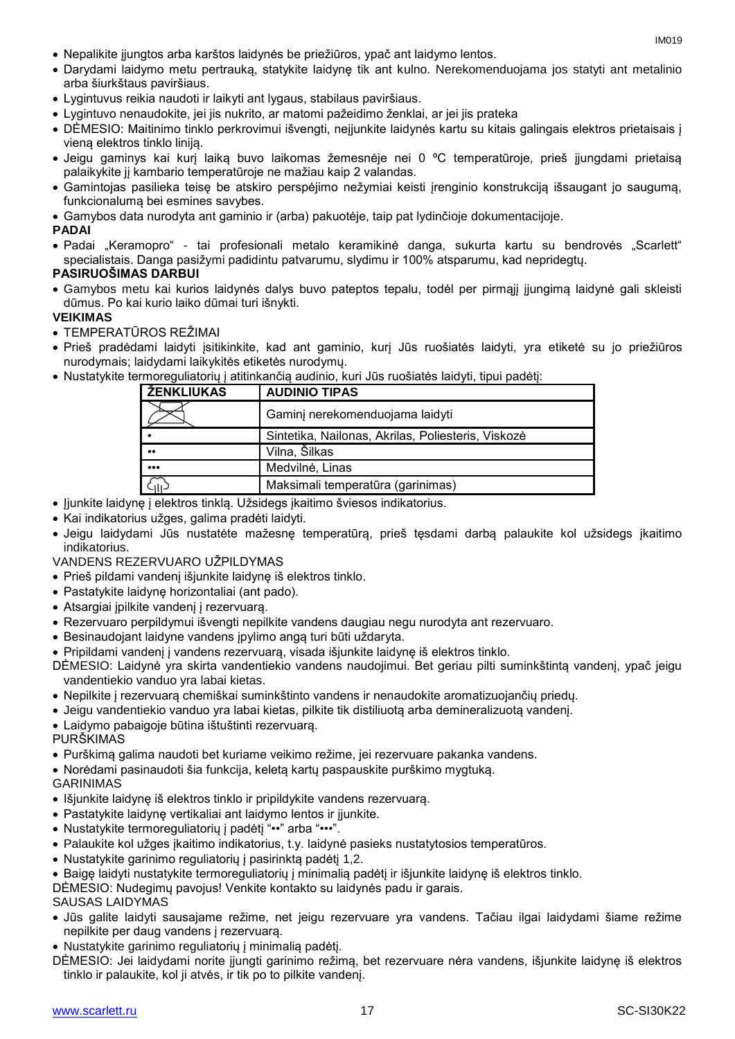- Nepalikite įjungtos arba karštos laidynės be priežiūros, ypač ant laidymo lentos.
- Darydami laidymo metu pertrauką, statykite laidynę tik ant kulno. Nerekomenduojama jos statyti ant metalinio arba šiurkštaus paviršiaus.
- Lygintuvus reikia naudoti ir laikyti ant lygaus, stabilaus paviršiaus.
- Lygintuvo nenaudokite, jei jis nukrito, ar matomi pažeidimo ženklai, ar jei jis prateka
- DĖMESIO: Maitinimo tinklo perkrovimui išvengti, neįjunkite laidynės kartu su kitais galingais elektros prietaisais į vieną elektros tinklo liniją.
- Jeigu gaminys kai kurį laiką buvo laikomas žemesnėje nei 0 ºC temperatūroje, prieš įjungdami prietaisą palaikykite jį kambario temperatūroje ne mažiau kaip 2 valandas.
- Gamintojas pasilieka teisę be atskiro perspėjimo nežymiai keisti įrenginio konstrukciją išsaugant jo saugumą, funkcionalumą bei esmines savybes.
- Gamybos data nurodyta ant gaminio ir (arba) pakuotėje, taip pat lydinčioje dokumentacijoje.

**PADAI**

- Padai „Keramopro" - tai profesionali metalo keramikinė danga, sukurta kartu su bendrovės „Scarlett" specialistais. Danga pasižymi padidintu patvarumu, slydimu ir 100% atsparumu, kad nepridegtų.

**PASIRUOŠIMAS DARBUI**

- Gamybos metu kai kurios laidynės dalys buvo pateptos tepalu, todėl per pirmąjį įjungimą laidynė gali skleisti dūmus. Po kai kurio laiko dūmai turi išnykti.

**VEIKIMAS**

- TEMPERATŪROS REŽIMAI
- Prieš pradėdami laidyti įsitikinkite, kad ant gaminio, kurį Jūs ruošiatės laidyti, yra etiketė su jo priežiūros nurodymais; laidydami laikykitės etiketės nurodymų.
- Nustatykite termoreguliatorių į atitinkančią audinio, kuri Jūs ruošiatės laidyti, tipui padėtį:

| ŽENKLIUKAS | AUDINIO TIPAS |
|---|---|
| (perbrauktas lygintuvas) | Gaminį nerekomenduojama laidyti |
| • | Sintetika, Nailonas, Akrilas, Poliesteris, Viskozė |
| •• | Vilna, Šilkas |
| ••• | Medvilnė, Linas |
| (garų ženklas) | Maksimali temperatūra (garinimas) |

- Įjunkite laidynę į elektros tinklą. Užsidegs įkaitimo šviesos indikatorius.
- Kai indikatorius užges, galima pradėti laidyti.
- Jeigu laidydami Jūs nustatėte mažesnę temperatūrą, prieš tęsdami darbą palaukite kol užsidegs įkaitimo indikatorius.

VANDENS REZERVUARO UŽPILDYMAS

- Prieš pildami vandenį išjunkite laidynę iš elektros tinklo.
- Pastatykite laidynę horizontaliai (ant pado).
- Atsargiai įpilkite vandenį į rezervuarą.
- Rezervuaro perpildymui išvengti nepilkite vandens daugiau negu nurodyta ant rezervuaro.
- Besinaudojant laidyne vandens įpylimo angą turi būti uždaryta.
- Pripildami vandenį į vandens rezervuarą, visada išjunkite laidynę iš elektros tinklo.

DĖMESIO: Laidynė yra skirta vandentiekio vandens naudojimui. Bet geriau pilti suminkštintą vandenį, ypač jeigu vandentiekio vanduo yra labai kietas.

- Nepilkite į rezervuarą chemiškai suminkštinto vandens ir nenaudokite aromatizuojančių priedų.
- Jeigu vandentiekio vanduo yra labai kietas, pilkite tik distiliuotą arba demineralizuotą vandenį.
- Laidymo pabaigoje būtina ištuštinti rezervuarą.

PURŠKIMAS

- Purškimą galima naudoti bet kuriame veikimo režime, jei rezervuare pakanka vandens.
- Norėdami pasinaudoti šia funkcija, keletą kartų paspauskite purškimo mygtuką.

GARINIMAS

- Išjunkite laidynę iš elektros tinklo ir pripildykite vandens rezervuarą.
- Pastatykite laidynę vertikaliai ant laidymo lentos ir įjunkite.
- Nustatykite termoreguliatorių į padėtį "••" arba "•••".
- Palaukite kol užges įkaitimo indikatorius, t.y. laidynė pasieks nustatytosios temperatūros.
- Nustatykite garinimo reguliatorių į pasirinktą padėtį 1,2.
- Baigę laidyti nustatykite termoreguliatorių į minimalią padėtį ir išjunkite laidynę iš elektros tinklo.

DĖMESIO: Nudegimų pavojus! Venkite kontakto su laidynės padu ir garais.

SAUSAS LAIDYMAS

- Jūs galite laidyti sausajame režime, net jeigu rezervuare yra vandens. Tačiau ilgai laidydami šiame režime nepilkite per daug vandens į rezervuarą.
- Nustatykite garinimo reguliatorių į minimalią padėtį.

DĖMESIO: Jei laidydami norite įjungti garinimo režimą, bet rezervuare nėra vandens, išjunkite laidynę iš elektros tinklo ir palaukite, kol ji atvės, ir tik po to pilkite vandenį.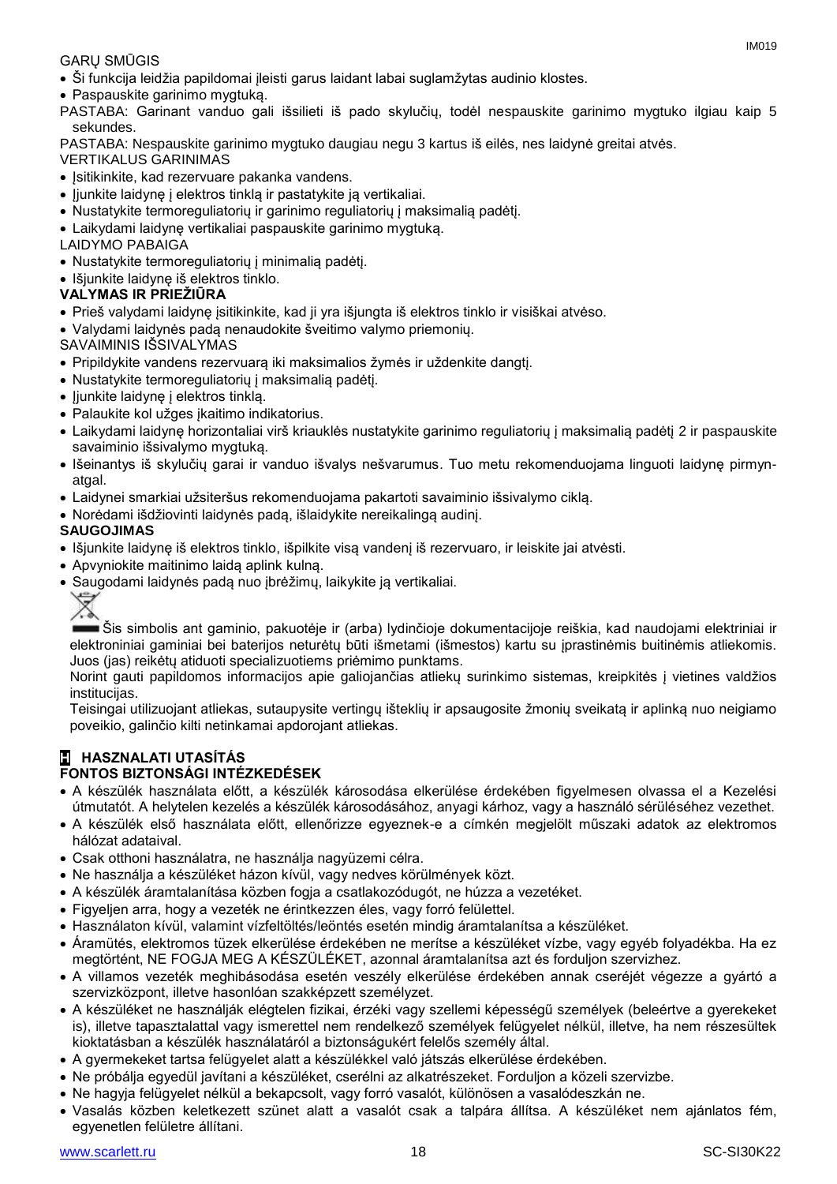GARŲ SMŪGIS

- Ši funkcija leidžia papildomai įleisti garus laidant labai suglamžytas audinio klostes.
- Paspauskite garinimo mygtuką.

PASTABA: Garinant vanduo gali išsilieti iš pado skylučių, todėl nespauskite garinimo mygtuko ilgiau kaip 5 sekundes.

PASTABA: Nespauskite garinimo mygtuko daugiau negu 3 kartus iš eilės, nes laidynė greitai atvės.

VERTIKALUS GARINIMAS

- Įsitikinkite, kad rezervuare pakanka vandens.
- Įjunkite laidynę į elektros tinklą ir pastatykite ją vertikaliai.
- Nustatykite termoreguliatorių ir garinimo reguliatorių į maksimalią padėtį.
- Laikydami laidynę vertikaliai paspauskite garinimo mygtuką.

LAIDYMO PABAIGA

- Nustatykite termoreguliatorių į minimalią padėtį.
- Išjunkite laidynę iš elektros tinklo.

**VALYMAS IR PRIEŽIŪRA**

- Prieš valydami laidynę įsitikinkite, kad ji yra išjungta iš elektros tinklo ir visiškai atvėso.
- Valydami laidynės padą nenaudokite šveitimo valymo priemonių.

SAVAIMINIS IŠSIVALYMAS

- Pripildykite vandens rezervuarą iki maksimalios žymės ir uždenkite dangtį.
- Nustatykite termoreguliatorių į maksimalią padėtį.
- Įjunkite laidynę į elektros tinklą.
- Palaukite kol užges įkaitimo indikatorius.
- Laikydami laidynę horizontaliai virš kriauklės nustatykite garinimo reguliatorių į maksimalią padėtį 2 ir paspauskite savaiminio išsivalymo mygtuką.
- Išeinantys iš skylučių garai ir vanduo išvalys nešvarumus. Tuo metu rekomenduojama linguoti laidynę pirmyn-atgal.
- Laidynei smarkiai užsiteršus rekomenduojama pakartoti savaiminio išsivalymo ciklą.
- Norėdami išdžiovinti laidynės padą, išlaidykite nereikalingą audinį.

**SAUGOJIMAS**

- Išjunkite laidynę iš elektros tinklo, išpilkite visą vandenį iš rezervuaro, ir leiskite jai atvėsti.
- Apvyniokite maitinimo laidą aplink kulną.
- Saugodami laidynės padą nuo įbrėžimų, laikykite ją vertikaliai.

Šis simbolis ant gaminio, pakuotėje ir (arba) lydinčioje dokumentacijoje reiškia, kad naudojami elektriniai ir elektroniniai gaminiai bei baterijos neturėtų būti išmetami (išmestos) kartu su įprastinėmis buitinėmis atliekomis. Juos (jas) reikėtų atiduoti specializuotiems priėmimo punktams.

Norint gauti papildomos informacijos apie galiojančias atliekų surinkimo sistemas, kreipkitės į vietines valdžios institucijas.

Teisingai utilizuojant atliekas, sutaupysite vertingų išteklių ir apsaugosite žmonių sveikatą ir aplinką nuo neigiamo poveikio, galinčio kilti netinkamai apdorojant atliekas.

## H HASZNALATI UTASÍTÁS

**FONTOS BIZTONSÁGI INTÉZKEDÉSEK**

- A készülék használata előtt, a készülék károsodása elkerülése érdekében figyelmesen olvassa el a Kezelési útmutatót. A helytelen kezelés a készülék károsodásához, anyagi kárhoz, vagy a használó sérüléséhez vezethet.
- A készülék első használata előtt, ellenőrizze egyeznek-e a címkén megjelölt műszaki adatok az elektromos hálózat adataival.
- Csak otthoni használatra, ne használja nagyüzemi célra.
- Ne használja a készüléket házon kívül, vagy nedves körülmények közt.
- A készülék áramtalanítása közben fogja a csatlakozódugót, ne húzza a vezetéket.
- Figyeljen arra, hogy a vezeték ne érintkezzen éles, vagy forró felülettel.
- Használaton kívül, valamint vízfeltöltés/leöntés esetén mindig áramtalanítsa a készüléket.
- Áramütés, elektromos tüzek elkerülése érdekében ne merítse a készüléket vízbe, vagy egyéb folyadékba. Ha ez megtörtént, NE FOGJA MEG A KÉSZÜLÉKET, azonnal áramtalanítsa azt és forduljon szervizhez.
- A villamos vezeték meghibásodása esetén veszély elkerülése érdekében annak cseréjét végezze a gyártó a szervizközpont, illetve hasonlóan szakképzett személyzet.
- A készüléket ne használják elégtelen fizikai, érzéki vagy szellemi képességű személyek (beleértve a gyerekeket is), illetve tapasztalattal vagy ismerettel nem rendelkező személyek felügyelet nélkül, illetve, ha nem részesültek kioktatásban a készülék használatáról a biztonságukért felelős személy által.
- A gyermekeket tartsa felügyelet alatt a készülékkel való játszás elkerülése érdekében.
- Ne próbálja egyedül javítani a készüléket, cserélni az alkatrészeket. Forduljon a közeli szervizbe.
- Ne hagyja felügyelet nélkül a bekapcsolt, vagy forró vasalót, különösen a vasalódeszkán ne.
- Vasalás közben keletkezett szünet alatt a vasalót csak a talpára állítsa. A készüléket nem ajánlatos fém, egyenetlen felületre állítani.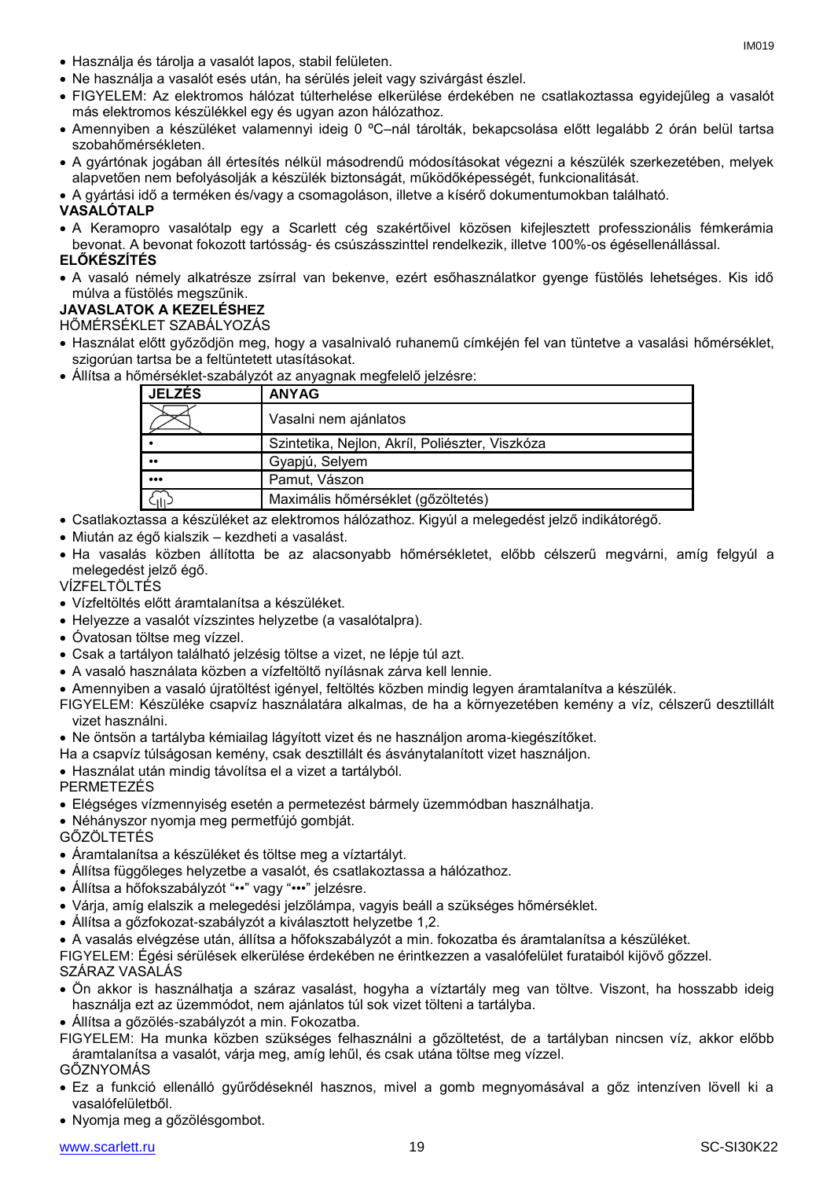- Használja és tárolja a vasalót lapos, stabil felületen.
- Ne használja a vasalót esés után, ha sérülés jeleit vagy szivárgást észlel.
- FIGYELEM: Az elektromos hálózat túlterhelése elkerülése érdekében ne csatlakoztassa egyidejűleg a vasalót más elektromos készülékkel egy és ugyanazon hálózathoz.
- Amennyiben a készüléket valamennyi ideig 0 ºC–nál tárolták, bekapcsolása előtt legalább 2 órán belül tartsa szobahőmérsékleten.
- A gyártónak jogában áll értesítés nélkül másodrendű módosításokat végezni a készülék szerkezetében, melyek alapvetően nem befolyásolják a készülék biztonságát, működőképességét, funkcionalitását.
- A gyártási idő a terméken és/vagy a csomagoláson, illetve a kísérő dokumentumokban található.

**VASALÓTALP**

- A Keramopro vasalótalp egy a Scarlett cég szakértőivel közösen kifejlesztett professzionális fémkerámia bevonat. A bevonat fokozott tartósság- és csúszásszinttel rendelkezik, illetve 100%-os égésellenállással.

**ELŐKÉSZÍTÉS**

- A vasaló némely alkatrésze zsírral van bekenve, ezért esőhasználatkor gyenge füstölés lehetséges. Kis idő múlva a füstölés megszűnik.

**JAVASLATOK A KEZELÉSHEZ**

HŐMÉRSÉKLET SZABÁLYOZÁS

- Használat előtt győződjön meg, hogy a vasalnivaló ruhanemű címkéjén fel van tüntetve a vasalási hőmérséklet, szigorúan tartsa be a feltüntetett utasításokat.
- Állítsa a hőmérséklet-szabályzót az anyagnak megfelelő jelzésre:

| JELZÉS | ANYAG |
|---|---|
| ⊠ | Vasalni nem ajánlatos |
| • | Szintetika, Nejlon, Akríl, Poliészter, Viszkóza |
| •• | Gyapjú, Selyem |
| ••• | Pamut, Vászon |
| ♨ | Maximális hőmérséklet (gőzöltetés) |

- Csatlakoztassa a készüléket az elektromos hálózathoz. Kigyúl a melegedést jelző indikátorégő.
- Miután az égő kialszik – kezdheti a vasalást.
- Ha vasalás közben állította be az alacsonyabb hőmérsékletet, előbb célszerű megvárni, amíg felgyúl a melegedést jelző égő.

VÍZFELTÖLTÉS

- Vízfeltöltés előtt áramtalanítsa a készüléket.
- Helyezze a vasalót vízszintes helyzetbe (a vasalótalpra).
- Óvatosan töltse meg vízzel.
- Csak a tartályon található jelzésig töltse a vizet, ne lépje túl azt.
- A vasaló használata közben a vízfeltöltő nyílásnak zárva kell lennie.
- Amennyiben a vasaló újratöltést igényel, feltöltés közben mindig legyen áramtalanítva a készülék.

FIGYELEM: Készüléke csapvíz használatára alkalmas, de ha a környezetében kemény a víz, célszerű desztillált vizet használni.

- Ne öntsön a tartályba kémiailag lágyított vizet és ne használjon aroma-kiegészítőket.

Ha a csapvíz túlságosan kemény, csak desztillált és ásványtalanított vizet használjon.

- Használat után mindig távolítsa el a vizet a tartályból.

PERMETEZÉS

- Elégséges vízmennyiség esetén a permetezést bármely üzemmódban használhatja.
- Néhányszor nyomja meg permetfújó gombját.

GŐZÖLTETÉS

- Áramtalanítsa a készüléket és töltse meg a víztartályt.
- Állítsa függőleges helyzetbe a vasalót, és csatlakoztassa a hálózathoz.
- Állítsa a hőfokszabályzót "••" vagy "•••" jelzésre.
- Várja, amíg elalszik a melegedési jelzőlámpa, vagyis beáll a szükséges hőmérséklet.
- Állítsa a gőzfokozat-szabályzót a kiválasztott helyzetbe 1,2.
- A vasalás elvégzése után, állítsa a hőfokszabályzót a min. fokozatba és áramtalanítsa a készüléket.

FIGYELEM: Égési sérülések elkerülése érdekében ne érintkezzen a vasalófelület furataiból kijövő gőzzel.

SZÁRAZ VASALÁS

- Ön akkor is használhatja a száraz vasalást, hogyha a víztartály meg van töltve. Viszont, ha hosszabb ideig használja ezt az üzemmódot, nem ajánlatos túl sok vizet tölteni a tartályba.
- Állítsa a gőzölés-szabályzót a min. Fokozatba.

FIGYELEM: Ha munka közben szükséges felhasználni a gőzöltetést, de a tartályban nincsen víz, akkor előbb áramtalanítsa a vasalót, várja meg, amíg lehűl, és csak utána töltse meg vízzel.

GŐZNYOMÁS

- Ez a funkció ellenálló gyűrődéseknél hasznos, mivel a gomb megnyomásával a gőz intenzíven lövell ki a vasalófelületből.
- Nyomja meg a gőzölésgombot.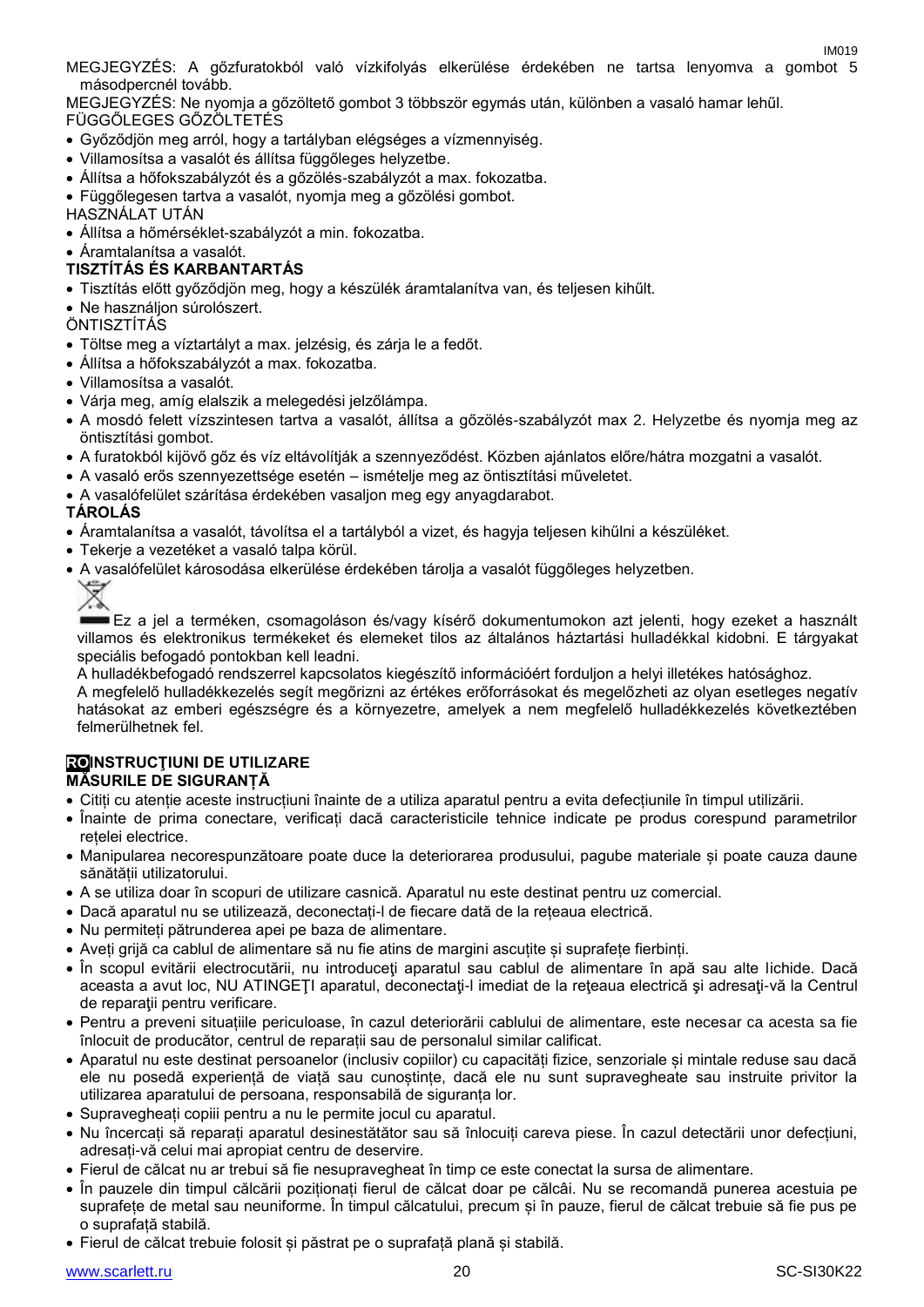MEGJEGYZÉS: A gőzfuratokból való vízkifolyás elkerülése érdekében ne tartsa lenyomva a gombot 5 másodpercnél tovább.

MEGJEGYZÉS: Ne nyomja a gőzöltető gombot 3 többször egymás után, különben a vasaló hamar lehűl.

FÜGGŐLEGES GŐZÖLTETÉS

- Győződjön meg arról, hogy a tartályban elégséges a vízmennyiség.
- Villamosítsa a vasalót és állítsa függőleges helyzetbe.
- Állítsa a hőfokszabályzót és a gőzölés-szabályzót a max. fokozatba.
- Függőlegesen tartva a vasalót, nyomja meg a gőzölési gombot.

HASZNÁLAT UTÁN

- Állítsa a hőmérséklet-szabályzót a min. fokozatba.
- Áramtalanítsa a vasalót.

**TISZTÍTÁS ÉS KARBANTARTÁS**

- Tisztítás előtt győződjön meg, hogy a készülék áramtalanítva van, és teljesen kihűlt.
- Ne használjon súrolószert.

ÖNTISZTÍTÁS

- Töltse meg a víztartályt a max. jelzésig, és zárja le a fedőt.
- Állítsa a hőfokszabályzót a max. fokozatba.
- Villamosítsa a vasalót.
- Várja meg, amíg elalszik a melegedési jelzőlámpa.
- A mosdó felett vízszintesen tartva a vasalót, állítsa a gőzölés-szabályzót max 2. Helyzetbe és nyomja meg az öntisztítási gombot.
- A furatokból kijövő gőz és víz eltávolítják a szennyeződést. Közben ajánlatos előre/hátra mozgatni a vasalót.
- A vasaló erős szennyezettsége esetén – ismételje meg az öntisztítási műveletet.
- A vasalófelület szárítása érdekében vasaljon meg egy anyagdarabot.

**TÁROLÁS**

- Áramtalanítsa a vasalót, távolítsa el a tartályból a vizet, és hagyja teljesen kihűlni a készüléket.
- Tekerje a vezetéket a vasaló talpa körül.
- A vasalófelület károsodása elkerülése érdekében tárolja a vasalót függőleges helyzetben.

Ez a jel a terméken, csomagoláson és/vagy kísérő dokumentumokon azt jelenti, hogy ezeket a használt villamos és elektronikus termékeket és elemeket tilos az általános háztartási hulladékkal kidobni. E tárgyakat speciális befogadó pontokban kell leadni.

A hulladékbefogadó rendszerrel kapcsolatos kiegészítő információért forduljon a helyi illetékes hatósághoz.

A megfelelő hulladékkezelés segít megőrizni az értékes erőforrásokat és megelőzheti az olyan esetleges negatív hatásokat az emberi egészségre és a környezetre, amelyek a nem megfelelő hulladékkezelés következtében felmerülhetnek fel.

## RO INSTRUCŢIUNI DE UTILIZARE

**MĂSURILE DE SIGURANȚĂ**

- Citiți cu atenție aceste instrucțiuni înainte de a utiliza aparatul pentru a evita defecțiunile în timpul utilizării.
- Înainte de prima conectare, verificați dacă caracteristicile tehnice indicate pe produs corespund parametrilor rețelei electrice.
- Manipularea necorespunzătoare poate duce la deteriorarea produsului, pagube materiale și poate cauza daune sănătății utilizatorului.
- A se utiliza doar în scopuri de utilizare casnică. Aparatul nu este destinat pentru uz comercial.
- Dacă aparatul nu se utilizează, deconectați-l de fiecare dată de la rețeaua electrică.
- Nu permiteți pătrunderea apei pe baza de alimentare.
- Aveți grijă ca cablul de alimentare să nu fie atins de margini ascuțite și suprafețe fierbinți.
- În scopul evitării electrocutării, nu introduceţi aparatul sau cablul de alimentare în apă sau alte lichide. Dacă aceasta a avut loc, NU ATINGEŢI aparatul, deconectaţi-l imediat de la reţeaua electrică şi adresaţi-vă la Centrul de reparaţii pentru verificare.
- Pentru a preveni situațiile periculoase, în cazul deteriorării cablului de alimentare, este necesar ca acesta sa fie înlocuit de producător, centrul de reparații sau de personalul similar calificat.
- Aparatul nu este destinat persoanelor (inclusiv copiilor) cu capacități fizice, senzoriale și mintale reduse sau dacă ele nu posedă experiență de viață sau cunoștințe, dacă ele nu sunt supravegheate sau instruite privitor la utilizarea aparatului de persoana, responsabilă de siguranța lor.
- Supravegheați copiii pentru a nu le permite jocul cu aparatul.
- Nu încercați să reparați aparatul desinestătător sau să înlocuiți careva piese. În cazul detectării unor defecțiuni, adresați-vă celui mai apropiat centru de deservire.
- Fierul de călcat nu ar trebui să fie nesupravegheat în timp ce este conectat la sursa de alimentare.
- În pauzele din timpul călcării poziționați fierul de călcat doar pe călcâi. Nu se recomandă punerea acestuia pe suprafețe de metal sau neuniforme. În timpul călcatului, precum și în pauze, fierul de călcat trebuie să fie pus pe o suprafață stabilă.
- Fierul de călcat trebuie folosit și păstrat pe o suprafață plană și stabilă.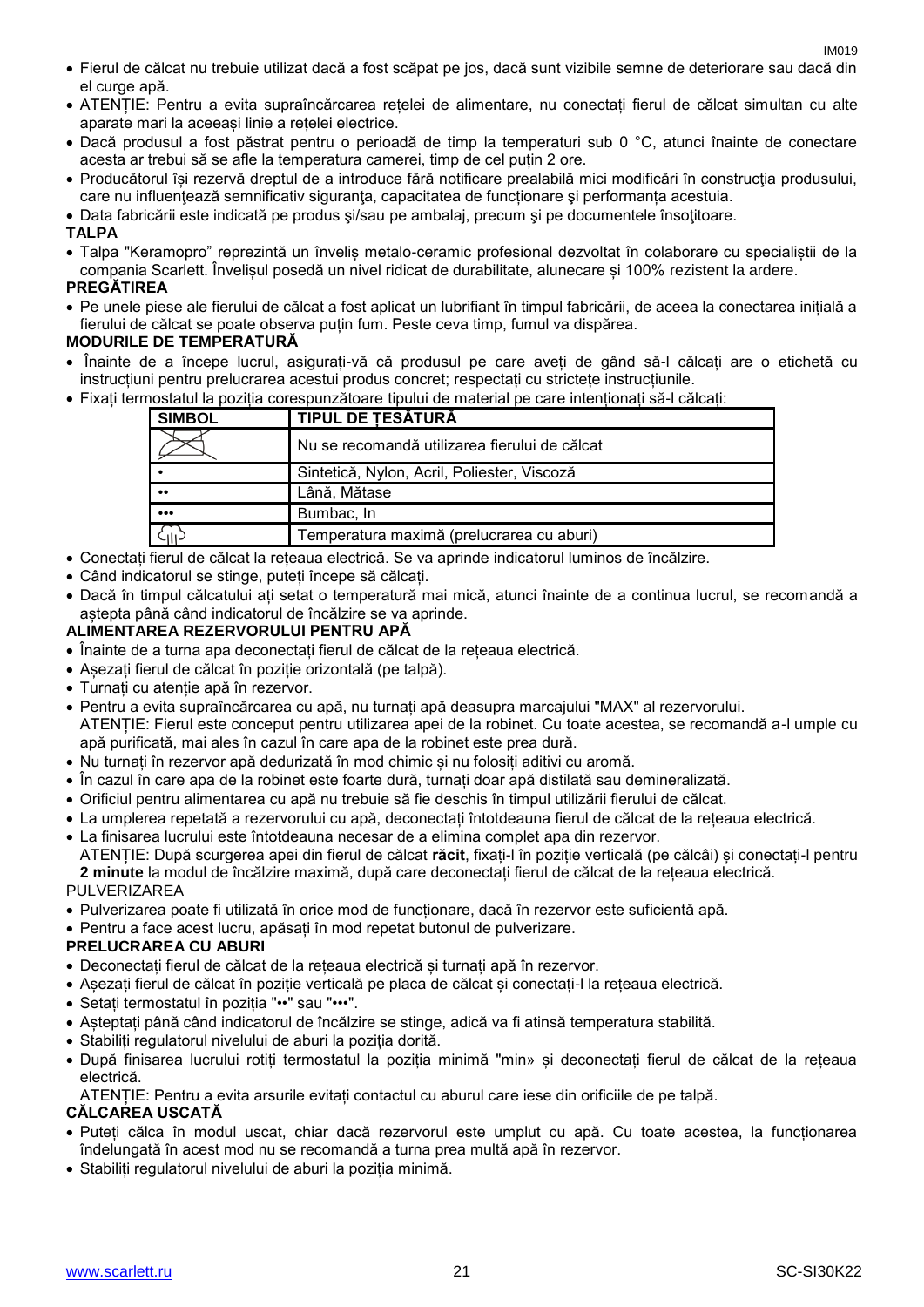- Fierul de călcat nu trebuie utilizat dacă a fost scăpat pe jos, dacă sunt vizibile semne de deteriorare sau dacă din el curge apă.
- ATENȚIE: Pentru a evita supraîncărcarea rețelei de alimentare, nu conectați fierul de călcat simultan cu alte aparate mari la aceeași linie a rețelei electrice.
- Dacă produsul a fost păstrat pentru o perioadă de timp la temperaturi sub 0 °C, atunci înainte de conectare acesta ar trebui să se afle la temperatura camerei, timp de cel puțin 2 ore.
- Producătorul își rezervă dreptul de a introduce fără notificare prealabilă mici modificări în construcţia produsului, care nu influenţează semnificativ siguranţa, capacitatea de funcţionare şi performanța acestuia.
- Data fabricării este indicată pe produs şi/sau pe ambalaj, precum şi pe documentele însoţitoare.

**TALPA**

- Talpa "Keramopro" reprezintă un înveliș metalo-ceramic profesional dezvoltat în colaborare cu specialiștii de la compania Scarlett. Învelișul posedă un nivel ridicat de durabilitate, alunecare și 100% rezistent la ardere.

**PREGĂTIREA**

- Pe unele piese ale fierului de călcat a fost aplicat un lubrifiant în timpul fabricării, de aceea la conectarea inițială a fierului de călcat se poate observa puțin fum. Peste ceva timp, fumul va dispărea.

**MODURILE DE TEMPERATURĂ**

- Înainte de a începe lucrul, asigurați-vă că produsul pe care aveți de gând să-l călcați are o etichetă cu instrucțiuni pentru prelucrarea acestui produs concret; respectați cu strictețe instrucțiunile.
- Fixați termostatul la poziția corespunzătoare tipului de material pe care intenționați să-l călcați:

| SIMBOL | TIPUL DE ȚESĂTURĂ |
|---|---|
| (simbol fier barat) | Nu se recomandă utilizarea fierului de călcat |
| • | Sintetică, Nylon, Acril, Poliester, Viscoză |
| •• | Lână, Mătase |
| ••• | Bumbac, In |
| (simbol abur) | Temperatura maximă (prelucrarea cu aburi) |

- Conectați fierul de călcat la rețeaua electrică. Se va aprinde indicatorul luminos de încălzire.
- Când indicatorul se stinge, puteți începe să călcați.
- Dacă în timpul călcatului ați setat o temperatură mai mică, atunci înainte de a continua lucrul, se recomandă a aștepta până când indicatorul de încălzire se va aprinde.

**ALIMENTAREA REZERVORULUI PENTRU APĂ**

- Înainte de a turna apa deconectați fierul de călcat de la rețeaua electrică.
- Așezați fierul de călcat în poziție orizontală (pe talpă).
- Turnați cu atenție apă în rezervor.
- Pentru a evita supraîncărcarea cu apă, nu turnați apă deasupra marcajului "MAX" al rezervorului.
  ATENȚIE: Fierul este conceput pentru utilizarea apei de la robinet. Cu toate acestea, se recomandă a-l umple cu apă purificată, mai ales în cazul în care apa de la robinet este prea dură.
- Nu turnați în rezervor apă dedurizată în mod chimic și nu folosiți aditivi cu aromă.
- În cazul în care apa de la robinet este foarte dură, turnați doar apă distilată sau demineralizată.
- Orificiul pentru alimentarea cu apă nu trebuie să fie deschis în timpul utilizării fierului de călcat.
- La umplerea repetată a rezervorului cu apă, deconectați întotdeauna fierul de călcat de la rețeaua electrică.
- La finisarea lucrului este întotdeauna necesar de a elimina complet apa din rezervor.
  ATENȚIE: După scurgerea apei din fierul de călcat **răcit**, fixați-l în poziție verticală (pe călcâi) și conectați-l pentru **2 minute** la modul de încălzire maximă, după care deconectați fierul de călcat de la rețeaua electrică.

PULVERIZAREA

- Pulverizarea poate fi utilizată în orice mod de funcționare, dacă în rezervor este suficientă apă.
- Pentru a face acest lucru, apăsați în mod repetat butonul de pulverizare.

**PRELUCRAREA CU ABURI**

- Deconectați fierul de călcat de la rețeaua electrică și turnați apă în rezervor.
- Așezați fierul de călcat în poziție verticală pe placa de călcat și conectați-l la rețeaua electrică.
- Setați termostatul în poziția "••" sau "•••".
- Așteptați până când indicatorul de încălzire se stinge, adică va fi atinsă temperatura stabilită.
- Stabiliți regulatorul nivelului de aburi la poziția dorită.
- După finisarea lucrului rotiți termostatul la poziția minimă "min» și deconectați fierul de călcat de la rețeaua electrică.
  ATENȚIE: Pentru a evita arsurile evitați contactul cu aburul care iese din orificiile de pe talpă.

**CĂLCAREA USCATĂ**

- Puteți călca în modul uscat, chiar dacă rezervorul este umplut cu apă. Cu toate acestea, la funcționarea îndelungată în acest mod nu se recomandă a turna prea multă apă în rezervor.
- Stabiliți regulatorul nivelului de aburi la poziția minimă.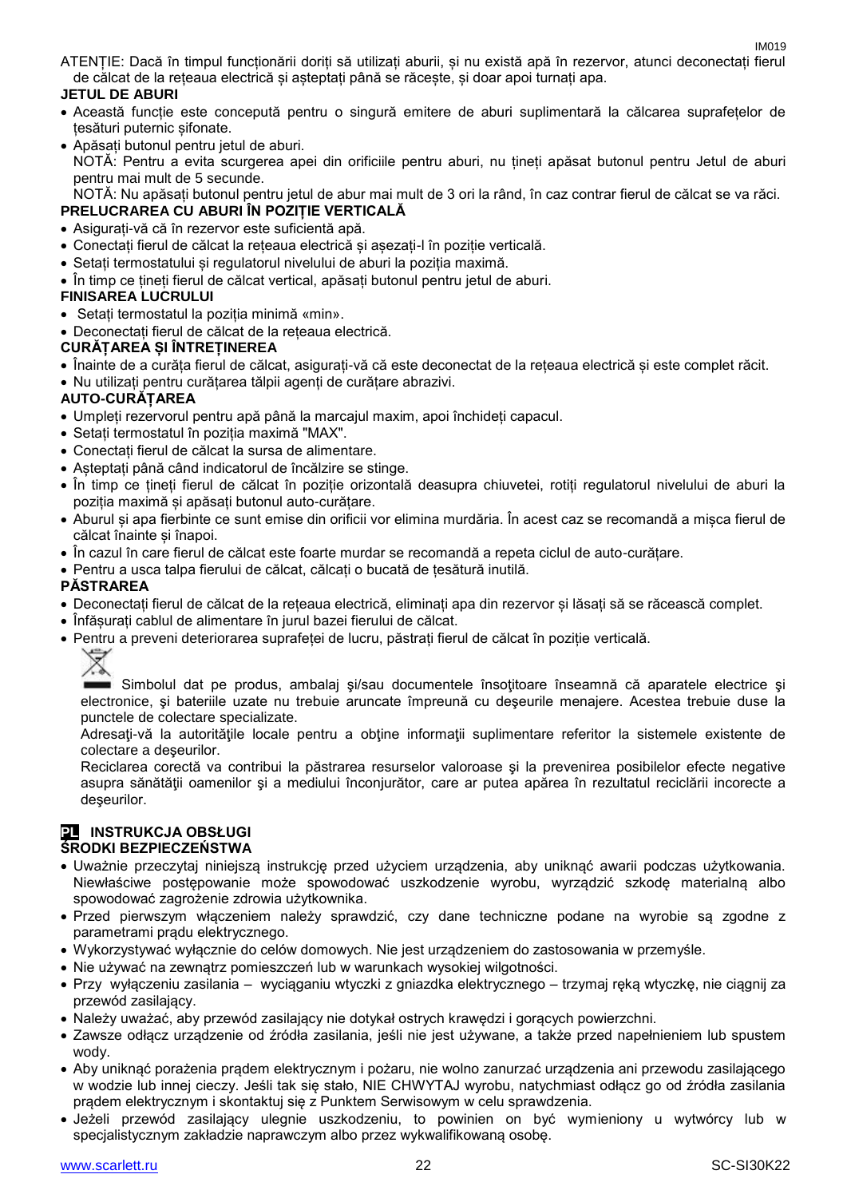ATENȚIE: Dacă în timpul funcționării doriți să utilizați aburii, și nu există apă în rezervor, atunci deconectați fierul de călcat de la rețeaua electrică și așteptați până se răcește, și doar apoi turnați apa.

**JETUL DE ABURI**

- Această funcție este concepută pentru o singură emitere de aburi suplimentară la călcarea suprafețelor de țesături puternic șifonate.
- Apăsați butonul pentru jetul de aburi.
  NOTĂ: Pentru a evita scurgerea apei din orificiile pentru aburi, nu țineți apăsat butonul pentru Jetul de aburi pentru mai mult de 5 secunde.
  NOTĂ: Nu apăsați butonul pentru jetul de abur mai mult de 3 ori la rând, în caz contrar fierul de călcat se va răci.

**PRELUCRAREA CU ABURI ÎN POZIȚIE VERTICALĂ**

- Asigurați-vă că în rezervor este suficientă apă.
- Conectați fierul de călcat la rețeaua electrică și așezați-l în poziție verticală.
- Setați termostatului și regulatorul nivelului de aburi la poziția maximă.
- În timp ce țineți fierul de călcat vertical, apăsați butonul pentru jetul de aburi.

**FINISAREA LUCRULUI**

- Setați termostatul la poziția minimă «min».
- Deconectați fierul de călcat de la rețeaua electrică.

**CURĂȚAREA ȘI ÎNTREȚINEREA**

- Înainte de a curăța fierul de călcat, asigurați-vă că este deconectat de la rețeaua electrică și este complet răcit.
- Nu utilizați pentru curățarea tălpii agenți de curățare abrazivi.

**AUTO-CURĂȚAREA**

- Umpleți rezervorul pentru apă până la marcajul maxim, apoi închideți capacul.
- Setați termostatul în poziția maximă "MAX".
- Conectați fierul de călcat la sursa de alimentare.
- Așteptați până când indicatorul de încălzire se stinge.
- În timp ce țineți fierul de călcat în poziție orizontală deasupra chiuvetei, rotiți regulatorul nivelului de aburi la poziția maximă și apăsați butonul auto-curățare.
- Aburul și apa fierbinte ce sunt emise din orificii vor elimina murdăria. În acest caz se recomandă a mișca fierul de călcat înainte și înapoi.
- În cazul în care fierul de călcat este foarte murdar se recomandă a repeta ciclul de auto-curățare.
- Pentru a usca talpa fierului de călcat, călcați o bucată de țesătură inutilă.

**PĂSTRAREA**

- Deconectați fierul de călcat de la rețeaua electrică, eliminați apa din rezervor și lăsați să se răcească complet.
- Înfășurați cablul de alimentare în jurul bazei fierului de călcat.
- Pentru a preveni deteriorarea suprafeței de lucru, păstrați fierul de călcat în poziție verticală.

Simbolul dat pe produs, ambalaj şi/sau documentele însoţitoare înseamnă că aparatele electrice şi electronice, şi bateriile uzate nu trebuie aruncate împreună cu deşeurile menajere. Acestea trebuie duse la punctele de colectare specializate.

Adresaţi-vă la autorităţile locale pentru a obţine informaţii suplimentare referitor la sistemele existente de colectare a deşeurilor.

Reciclarea corectă va contribui la păstrarea resurselor valoroase şi la prevenirea posibilelor efecte negative asupra sănătăţii oamenilor şi a mediului înconjurător, care ar putea apărea în rezultatul reciclării incorecte a deşeurilor.

## PL INSTRUKCJA OBSŁUGI

**ŚRODKI BEZPIECZEŃSTWA**

- Uważnie przeczytaj niniejszą instrukcję przed użyciem urządzenia, aby uniknąć awarii podczas użytkowania. Niewłaściwe postępowanie może spowodować uszkodzenie wyrobu, wyrządzić szkodę materialną albo spowodować zagrożenie zdrowia użytkownika.
- Przed pierwszym włączeniem należy sprawdzić, czy dane techniczne podane na wyrobie są zgodne z parametrami prądu elektrycznego.
- Wykorzystywać wyłącznie do celów domowych. Nie jest urządzeniem do zastosowania w przemyśle.
- Nie używać na zewnątrz pomieszczeń lub w warunkach wysokiej wilgotności.
- Przy wyłączeniu zasilania – wyciąganiu wtyczki z gniazdka elektrycznego – trzymaj ręką wtyczkę, nie ciągnij za przewód zasilający.
- Należy uważać, aby przewód zasilający nie dotykał ostrych krawędzi i gorących powierzchni.
- Zawsze odłącz urządzenie od źródła zasilania, jeśli nie jest używane, a także przed napełnieniem lub spustem wody.
- Aby uniknąć porażenia prądem elektrycznym i pożaru, nie wolno zanurzać urządzenia ani przewodu zasilającego w wodzie lub innej cieczy. Jeśli tak się stało, NIE CHWYTAJ wyrobu, natychmiast odłącz go od źródła zasilania prądem elektrycznym i skontaktuj się z Punktem Serwisowym w celu sprawdzenia.
- Jeżeli przewód zasilający ulegnie uszkodzeniu, to powinien on być wymieniony u wytwórcy lub w specjalistycznym zakładzie naprawczym albo przez wykwalifikowaną osobę.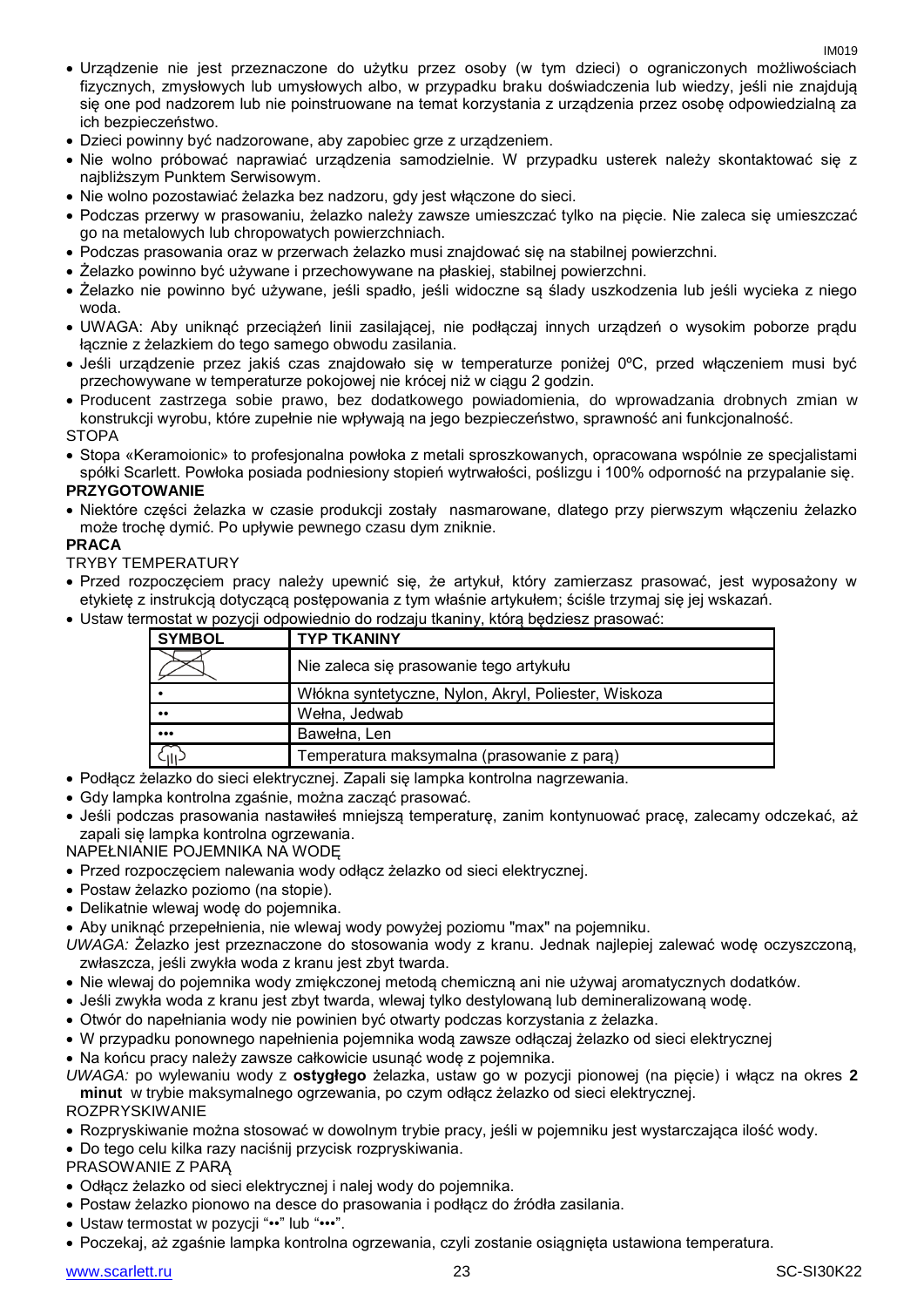- Urządzenie nie jest przeznaczone do użytku przez osoby (w tym dzieci) o ograniczonych możliwościach fizycznych, zmysłowych lub umysłowych albo, w przypadku braku doświadczenia lub wiedzy, jeśli nie znajdują się one pod nadzorem lub nie poinstruowane na temat korzystania z urządzenia przez osobę odpowiedzialną za ich bezpieczeństwo.
- Dzieci powinny być nadzorowane, aby zapobiec grze z urządzeniem.
- Nie wolno próbować naprawiać urządzenia samodzielnie. W przypadku usterek należy skontaktować się z najbliższym Punktem Serwisowym.
- Nie wolno pozostawiać żelazka bez nadzoru, gdy jest włączone do sieci.
- Podczas przerwy w prasowaniu, żelazko należy zawsze umieszczać tylko na pięcie. Nie zaleca się umieszczać go na metalowych lub chropowatych powierzchniach.
- Podczas prasowania oraz w przerwach żelazko musi znajdować się na stabilnej powierzchni.
- Żelazko powinno być używane i przechowywane na płaskiej, stabilnej powierzchni.
- Żelazko nie powinno być używane, jeśli spadło, jeśli widoczne są ślady uszkodzenia lub jeśli wycieka z niego woda.
- UWAGA: Aby uniknąć przeciążeń linii zasilającej, nie podłączaj innych urządzeń o wysokim poborze prądu łącznie z żelazkiem do tego samego obwodu zasilania.
- Jeśli urządzenie przez jakiś czas znajdowało się w temperaturze poniżej 0ºC, przed włączeniem musi być przechowywane w temperaturze pokojowej nie krócej niż w ciągu 2 godzin.
- Producent zastrzega sobie prawo, bez dodatkowego powiadomienia, do wprowadzania drobnych zmian w konstrukcji wyrobu, które zupełnie nie wpływają na jego bezpieczeństwo, sprawność ani funkcjonalność.

STOPA

- Stopa «Keramoionic» to profesjonalna powłoka z metali sproszkowanych, opracowana wspólnie ze specjalistami spółki Scarlett. Powłoka posiada podniesiony stopień wytrwałości, poślizgu i 100% odporność na przypalanie się.

**PRZYGOTOWANIE**

- Niektóre części żelazka w czasie produkcji zostały nasmarowane, dlatego przy pierwszym włączeniu żelazko może trochę dymić. Po upływie pewnego czasu dym zniknie.

**PRACA**

TRYBY TEMPERATURY

- Przed rozpoczęciem pracy należy upewnić się, że artykuł, który zamierzasz prasować, jest wyposażony w etykietę z instrukcją dotyczącą postępowania z tym właśnie artykułem; ściśle trzymaj się jej wskazań.
- Ustaw termostat w pozycji odpowiednio do rodzaju tkaniny, którą będziesz prasować:

| SYMBOL | TYP TKANINY |
|---|---|
| (przekreślone żelazko) | Nie zaleca się prasowania tego artykułu |
| • | Włókna syntetyczne, Nylon, Akryl, Poliester, Wiskoza |
| •• | Wełna, Jedwab |
| ••• | Bawełna, Len |
| (symbol pary) | Temperatura maksymalna (prasowanie z parą) |

- Podłącz żelazko do sieci elektrycznej. Zapali się lampka kontrolna nagrzewania.
- Gdy lampka kontrolna zgaśnie, można zacząć prasować.
- Jeśli podczas prasowania nastawiłeś mniejszą temperaturę, zanim kontynuować pracę, zalecamy odczekać, aż zapali się lampka kontrolna ogrzewania.

NAPEŁNIANIE POJEMNIKA NA WODĘ

- Przed rozpoczęciem nalewania wody odłącz żelazko od sieci elektrycznej.
- Postaw żelazko poziomo (na stopie).
- Delikatnie wlewaj wodę do pojemnika.
- Aby uniknąć przepełnienia, nie wlewaj wody powyżej poziomu "max" na pojemniku.

*UWAGA:* Żelazko jest przeznaczone do stosowania wody z kranu. Jednak najlepiej zalewać wodę oczyszczoną, zwłaszcza, jeśli zwykła woda z kranu jest zbyt twarda.

- Nie wlewaj do pojemnika wody zmiękczonej metodą chemiczną ani nie używaj aromatycznych dodatków.
- Jeśli zwykła woda z kranu jest zbyt twarda, wlewaj tylko destylowaną lub demineralizowaną wodę.
- Otwór do napełniania wody nie powinien być otwarty podczas korzystania z żelazka.
- W przypadku ponownego napełnienia pojemnika wodą zawsze odłączaj żelazko od sieci elektrycznej
- Na końcu pracy należy zawsze całkowicie usunąć wodę z pojemnika.

*UWAGA:* po wylewaniu wody z **ostygłego** żelazka, ustaw go w pozycji pionowej (na pięcie) i włącz na okres **2 minut** w trybie maksymalnego ogrzewania, po czym odłącz żelazko od sieci elektrycznej.

ROZPRYSKIWANIE

- Rozpryskiwanie można stosować w dowolnym trybie pracy, jeśli w pojemniku jest wystarczająca ilość wody.
- Do tego celu kilka razy naciśnij przycisk rozpryskiwania.

PRASOWANIE Z PARĄ

- Odłącz żelazko od sieci elektrycznej i nalej wody do pojemnika.
- Postaw żelazko pionowo na desce do prasowania i podłącz do źródła zasilania.
- Ustaw termostat w pozycji "••" lub "•••".
- Poczekaj, aż zgaśnie lampka kontrolna ogrzewania, czyli zostanie osiągnięta ustawiona temperatura.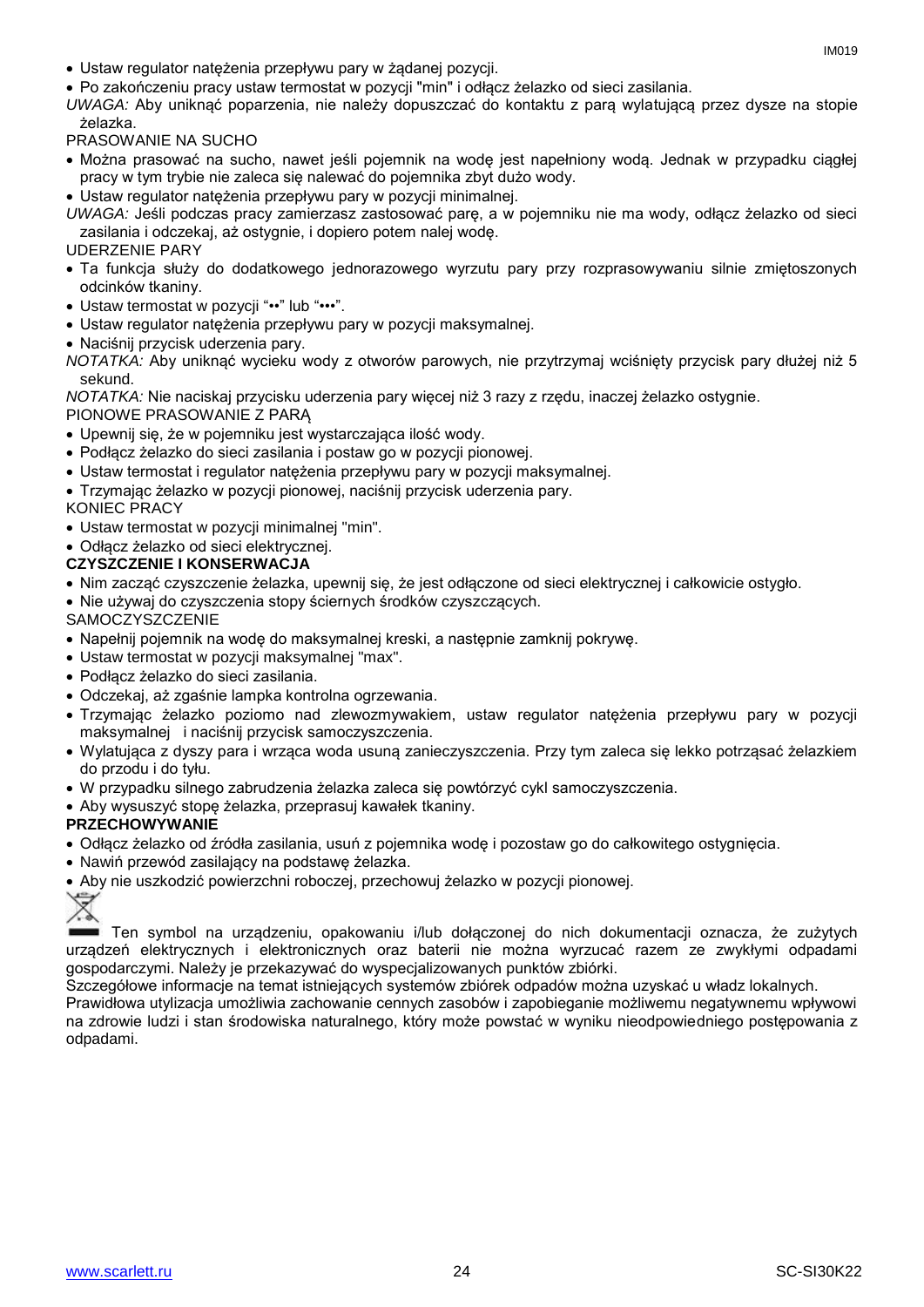- Ustaw regulator natężenia przepływu pary w żądanej pozycji.
- Po zakończeniu pracy ustaw termostat w pozycji "min" i odłącz żelazko od sieci zasilania.

*UWAGA:* Aby uniknąć poparzenia, nie należy dopuszczać do kontaktu z parą wylatującą przez dysze na stopie żelazka.

PRASOWANIE NA SUCHO

- Można prasować na sucho, nawet jeśli pojemnik na wodę jest napełniony wodą. Jednak w przypadku ciągłej pracy w tym trybie nie zaleca się nalewać do pojemnika zbyt dużo wody.
- Ustaw regulator natężenia przepływu pary w pozycji minimalnej.

*UWAGA:* Jeśli podczas pracy zamierzasz zastosować parę, a w pojemniku nie ma wody, odłącz żelazko od sieci zasilania i odczekaj, aż ostygnie, i dopiero potem nalej wodę.

UDERZENIE PARY

- Ta funkcja służy do dodatkowego jednorazowego wyrzutu pary przy rozprasowywaniu silnie zmiętoszonych odcinków tkaniny.
- Ustaw termostat w pozycji "••" lub "•••".
- Ustaw regulator natężenia przepływu pary w pozycji maksymalnej.
- Naciśnij przycisk uderzenia pary.

*NOTATKA:* Aby uniknąć wycieku wody z otworów parowych, nie przytrzymaj wciśnięty przycisk pary dłużej niż 5 sekund.

*NOTATKA:* Nie naciskaj przycisku uderzenia pary więcej niż 3 razy z rzędu, inaczej żelazko ostygnie.

PIONOWE PRASOWANIE Z PARĄ

- Upewnij się, że w pojemniku jest wystarczająca ilość wody.
- Podłącz żelazko do sieci zasilania i postaw go w pozycji pionowej.
- Ustaw termostat i regulator natężenia przepływu pary w pozycji maksymalnej.
- Trzymając żelazko w pozycji pionowej, naciśnij przycisk uderzenia pary.

KONIEC PRACY

- Ustaw termostat w pozycji minimalnej "min".
- Odłącz żelazko od sieci elektrycznej.

**CZYSZCZENIE I KONSERWACJA**

- Nim zacząć czyszczenie żelazka, upewnij się, że jest odłączone od sieci elektrycznej i całkowicie ostygło.
- Nie używaj do czyszczenia stopy ściernych środków czyszczących.

SAMOCZYSZCZENIE

- Napełnij pojemnik na wodę do maksymalnej kreski, a następnie zamknij pokrywę.
- Ustaw termostat w pozycji maksymalnej "max".
- Podłącz żelazko do sieci zasilania.
- Odczekaj, aż zgaśnie lampka kontrolna ogrzewania.
- Trzymając żelazko poziomo nad zlewozmywakiem, ustaw regulator natężenia przepływu pary w pozycji maksymalnej i naciśnij przycisk samoczyszczenia.
- Wylatująca z dyszy para i wrząca woda usuną zanieczyszczenia. Przy tym zaleca się lekko potrząsać żelazkiem do przodu i do tyłu.
- W przypadku silnego zabrudzenia żelazka zaleca się powtórzyć cykl samoczyszczenia.
- Aby wysuszyć stopę żelazka, przeprasuj kawałek tkaniny.

**PRZECHOWYWANIE**

- Odłącz żelazko od źródła zasilania, usuń z pojemnika wodę i pozostaw go do całkowitego ostygnięcia.
- Nawiń przewód zasilający na podstawę żelazka.
- Aby nie uszkodzić powierzchni roboczej, przechowuj żelazko w pozycji pionowej.

Ten symbol na urządzeniu, opakowaniu i/lub dołączonej do nich dokumentacji oznacza, że zużytych urządzeń elektrycznych i elektronicznych oraz baterii nie można wyrzucać razem ze zwykłymi odpadami gospodarczymi. Należy je przekazywać do wyspecjalizowanych punktów zbiórki.

Szczegółowe informacje na temat istniejących systemów zbiórek odpadów można uzyskać u władz lokalnych.

Prawidłowa utylizacja umożliwia zachowanie cennych zasobów i zapobieganie możliwemu negatywnemu wpływowi na zdrowie ludzi i stan środowiska naturalnego, który może powstać w wyniku nieodpowiedniego postępowania z odpadami.